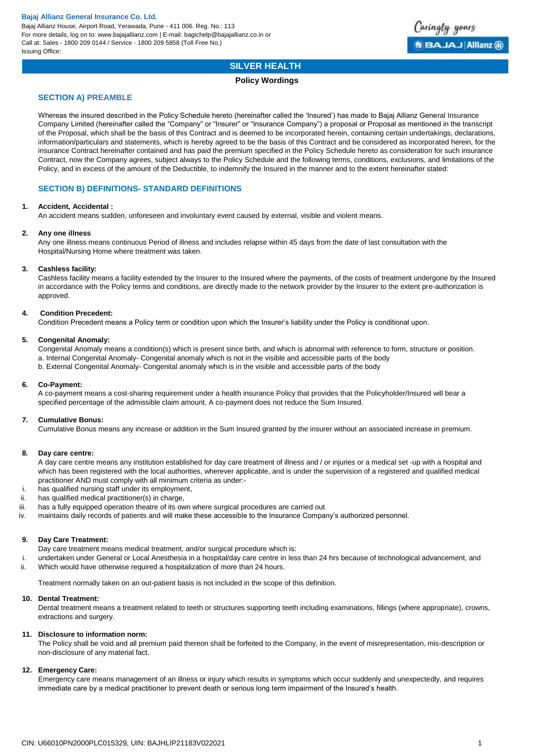**Bajaj Allianz General Insurance Co. Ltd.**
Bajaj Allianz House, Airport Road, Yerawada, Pune - 411 006. Reg. No.: 113
For more details, log on to: www.bajajallianz.com | E-mail: bagichelp@bajajallianz.co.in or
Call at: Sales - 1800 209 0144 / Service - 1800 209 5858 (Toll Free No.)
Issuing Office:

# SILVER HEALTH

**Policy Wordings**

## SECTION A) PREAMBLE

Whereas the insured described in the Policy Schedule hereto (hereinafter called the 'Insured') has made to Bajaj Allianz General Insurance Company Limited (hereinafter called the "Company" or "Insurer" or "Insurance Company") a proposal or Proposal as mentioned in the transcript of the Proposal, which shall be the basis of this Contract and is deemed to be incorporated herein, containing certain undertakings, declarations, information/particulars and statements, which is hereby agreed to be the basis of this Contract and be considered as incorporated herein, for the insurance Contract hereinafter contained and has paid the premium specified in the Policy Schedule hereto as consideration for such insurance Contract, now the Company agrees, subject always to the Policy Schedule and the following terms, conditions, exclusions, and limitations of the Policy, and in excess of the amount of the Deductible, to indemnify the Insured in the manner and to the extent hereinafter stated:

## SECTION B) DEFINITIONS- STANDARD DEFINITIONS

**1. Accident, Accidental :**
An accident means sudden, unforeseen and involuntary event caused by external, visible and violent means.

**2. Any one illness**
Any one illness means continuous Period of illness and includes relapse within 45 days from the date of last consultation with the Hospital/Nursing Home where treatment was taken.

**3. Cashless facility:**
Cashless facility means a facility extended by the Insurer to the Insured where the payments, of the costs of treatment undergone by the Insured in accordance with the Policy terms and conditions, are directly made to the network provider by the Insurer to the extent pre-authorization is approved.

**4. Condition Precedent:**
Condition Precedent means a Policy term or condition upon which the Insurer's liability under the Policy is conditional upon.

**5. Congenital Anomaly:**
Congenital Anomaly means a condition(s) which is present since birth, and which is abnormal with reference to form, structure or position.
a. Internal Congenital Anomaly- Congenital anomaly which is not in the visible and accessible parts of the body
b. External Congenital Anomaly- Congenital anomaly which is in the visible and accessible parts of the body

**6. Co-Payment:**
A co-payment means a cost-sharing requirement under a health insurance Policy that provides that the Policyholder/Insured will bear a specified percentage of the admissible claim amount. A co-payment does not reduce the Sum Insured.

**7. Cumulative Bonus:**
Cumulative Bonus means any increase or addition in the Sum Insured granted by the insurer without an associated increase in premium.

**8. Day care centre:**
A day care centre means any institution established for day care treatment of illness and / or injuries or a medical set -up with a hospital and which has been registered with the local authorities, wherever applicable, and is under the supervision of a registered and qualified medical practitioner AND must comply with all minimum criteria as under:-

i. has qualified nursing staff under its employment,
ii. has qualified medical practitioner(s) in charge,
iii. has a fully equipped operation theatre of its own where surgical procedures are carried out
iv. maintains daily records of patients and will make these accessible to the Insurance Company's authorized personnel.

**9. Day Care Treatment:**
Day care treatment means medical treatment, and/or surgical procedure which is:

i. undertaken under General or Local Anesthesia in a hospital/day care centre in less than 24 hrs because of technological advancement, and
ii. Which would have otherwise required a hospitalization of more than 24 hours.

Treatment normally taken on an out-patient basis is not included in the scope of this definition.

**10. Dental Treatment:**
Dental treatment means a treatment related to teeth or structures supporting teeth including examinations, fillings (where appropriate), crowns, extractions and surgery.

**11. Disclosure to information norm:**
The Policy shall be void and all premium paid thereon shall be forfeited to the Company, in the event of misrepresentation, mis-description or non-disclosure of any material fact.

**12. Emergency Care:**
Emergency care means management of an illness or injury which results in symptoms which occur suddenly and unexpectedly, and requires immediate care by a medical practitioner to prevent death or serious long term impairment of the Insured's health.

CIN: U66010PN2000PLC015329, UIN: BAJHLIP21183V022021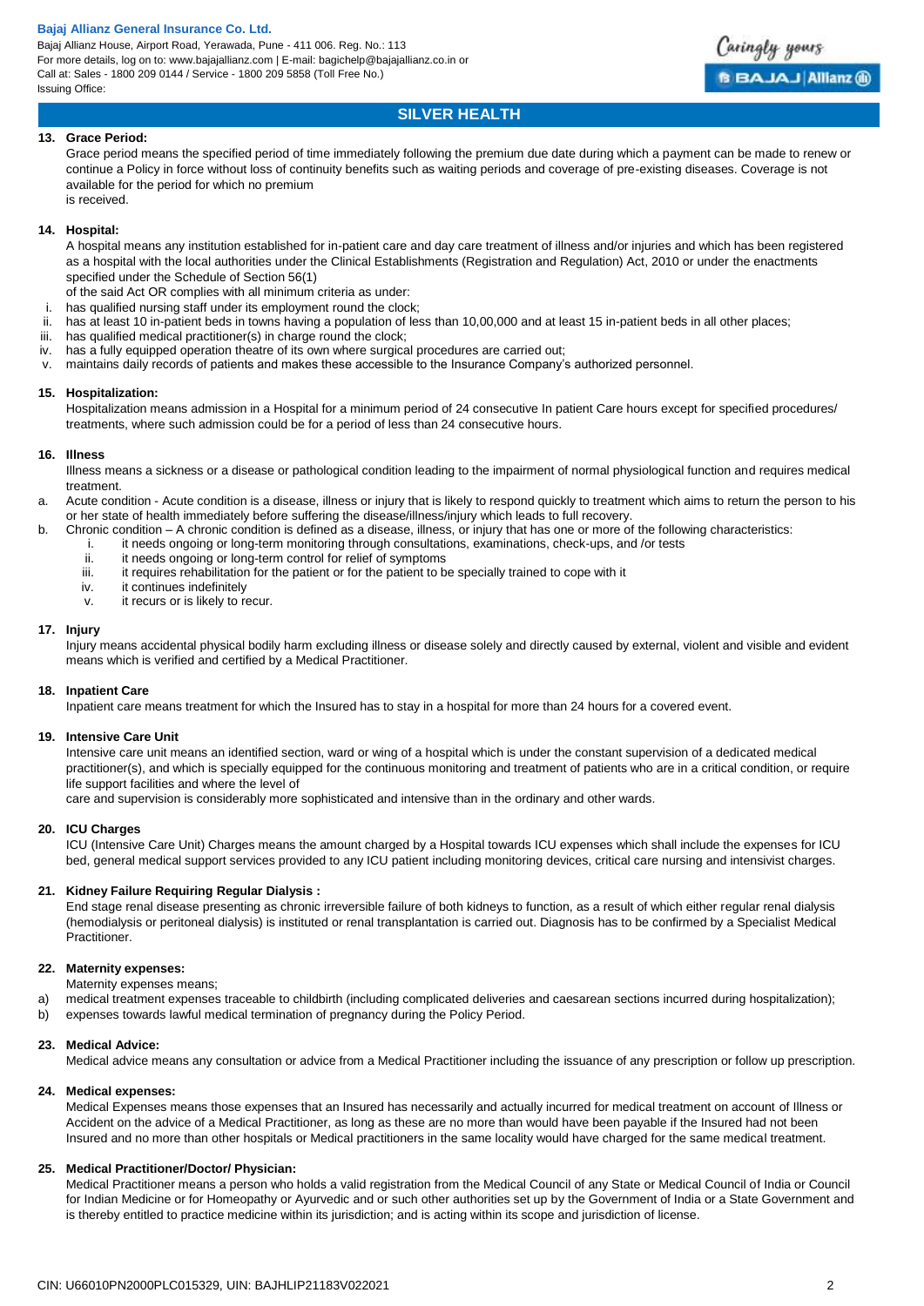## SILVER HEALTH

**13. Grace Period:**

Grace period means the specified period of time immediately following the premium due date during which a payment can be made to renew or continue a Policy in force without loss of continuity benefits such as waiting periods and coverage of pre-existing diseases. Coverage is not available for the period for which no premium is received.

**14. Hospital:**

A hospital means any institution established for in-patient care and day care treatment of illness and/or injuries and which has been registered as a hospital with the local authorities under the Clinical Establishments (Registration and Regulation) Act, 2010 or under the enactments specified under the Schedule of Section 56(1) of the said Act OR complies with all minimum criteria as under:

i. has qualified nursing staff under its employment round the clock;
ii. has at least 10 in-patient beds in towns having a population of less than 10,00,000 and at least 15 in-patient beds in all other places;
iii. has qualified medical practitioner(s) in charge round the clock;
iv. has a fully equipped operation theatre of its own where surgical procedures are carried out;
v. maintains daily records of patients and makes these accessible to the Insurance Company's authorized personnel.

**15. Hospitalization:**

Hospitalization means admission in a Hospital for a minimum period of 24 consecutive In patient Care hours except for specified procedures/ treatments, where such admission could be for a period of less than 24 consecutive hours.

**16. Illness**

Illness means a sickness or a disease or pathological condition leading to the impairment of normal physiological function and requires medical treatment.

a. Acute condition - Acute condition is a disease, illness or injury that is likely to respond quickly to treatment which aims to return the person to his or her state of health immediately before suffering the disease/illness/injury which leads to full recovery.
b. Chronic condition – A chronic condition is defined as a disease, illness, or injury that has one or more of the following characteristics:
   i. it needs ongoing or long-term monitoring through consultations, examinations, check-ups, and /or tests
   ii. it needs ongoing or long-term control for relief of symptoms
   iii. it requires rehabilitation for the patient or for the patient to be specially trained to cope with it
   iv. it continues indefinitely
   v. it recurs or is likely to recur.

**17. Injury**

Injury means accidental physical bodily harm excluding illness or disease solely and directly caused by external, violent and visible and evident means which is verified and certified by a Medical Practitioner.

**18. Inpatient Care**

Inpatient care means treatment for which the Insured has to stay in a hospital for more than 24 hours for a covered event.

**19. Intensive Care Unit**

Intensive care unit means an identified section, ward or wing of a hospital which is under the constant supervision of a dedicated medical practitioner(s), and which is specially equipped for the continuous monitoring and treatment of patients who are in a critical condition, or require life support facilities and where the level of care and supervision is considerably more sophisticated and intensive than in the ordinary and other wards.

**20. ICU Charges**

ICU (Intensive Care Unit) Charges means the amount charged by a Hospital towards ICU expenses which shall include the expenses for ICU bed, general medical support services provided to any ICU patient including monitoring devices, critical care nursing and intensivist charges.

**21. Kidney Failure Requiring Regular Dialysis :**

End stage renal disease presenting as chronic irreversible failure of both kidneys to function, as a result of which either regular renal dialysis (hemodialysis or peritoneal dialysis) is instituted or renal transplantation is carried out. Diagnosis has to be confirmed by a Specialist Medical Practitioner.

**22. Maternity expenses:**

Maternity expenses means;

a) medical treatment expenses traceable to childbirth (including complicated deliveries and caesarean sections incurred during hospitalization);
b) expenses towards lawful medical termination of pregnancy during the Policy Period.

**23. Medical Advice:**

Medical advice means any consultation or advice from a Medical Practitioner including the issuance of any prescription or follow up prescription.

**24. Medical expenses:**

Medical Expenses means those expenses that an Insured has necessarily and actually incurred for medical treatment on account of Illness or Accident on the advice of a Medical Practitioner, as long as these are no more than would have been payable if the Insured had not been Insured and no more than other hospitals or Medical practitioners in the same locality would have charged for the same medical treatment.

**25. Medical Practitioner/Doctor/ Physician:**

Medical Practitioner means a person who holds a valid registration from the Medical Council of any State or Medical Council of India or Council for Indian Medicine or for Homeopathy or Ayurvedic and or such other authorities set up by the Government of India or a State Government and is thereby entitled to practice medicine within its jurisdiction; and is acting within its scope and jurisdiction of license.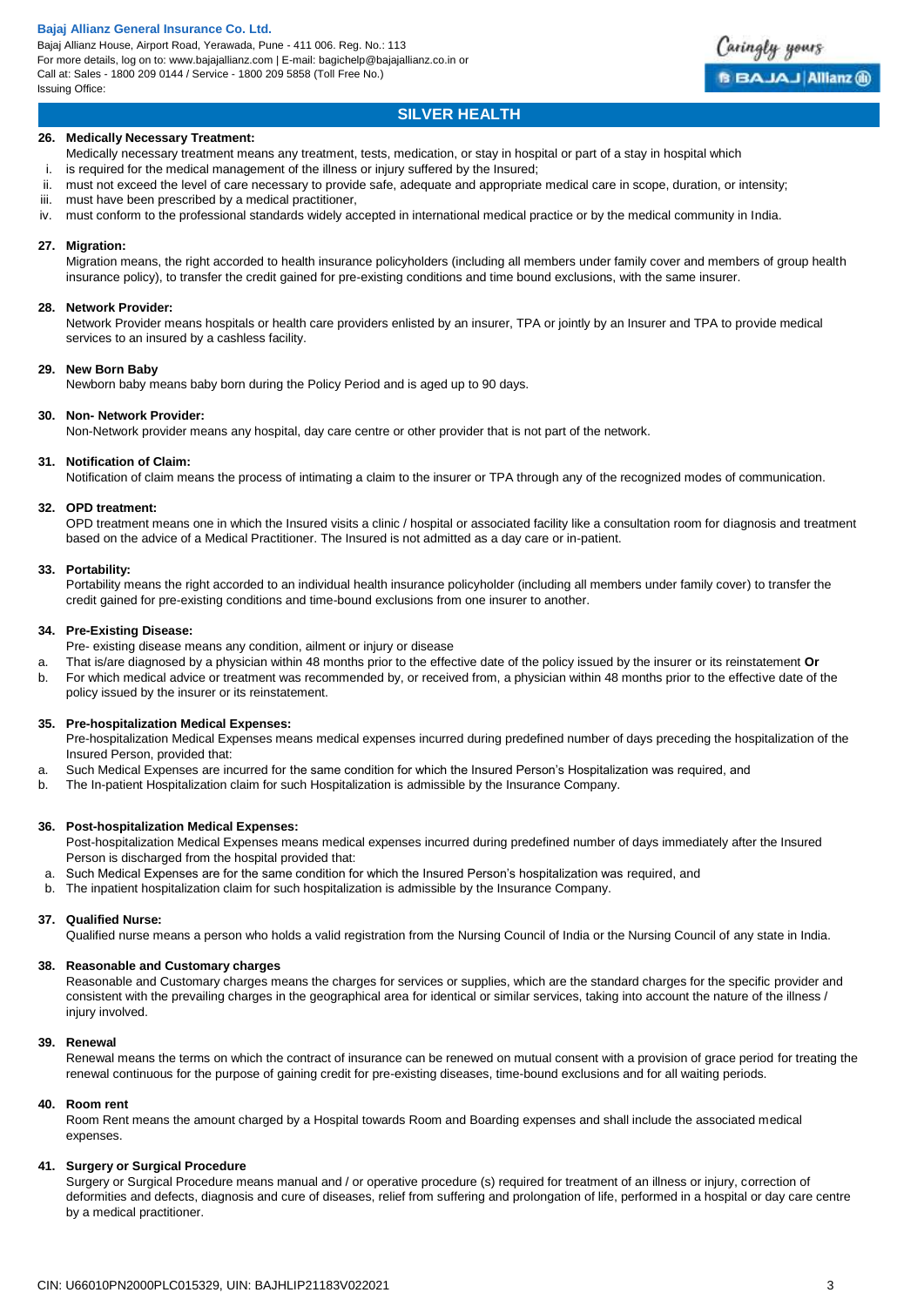## SILVER HEALTH

**26. Medically Necessary Treatment:**

Medically necessary treatment means any treatment, tests, medication, or stay in hospital or part of a stay in hospital which

i. is required for the medical management of the illness or injury suffered by the Insured;
ii. must not exceed the level of care necessary to provide safe, adequate and appropriate medical care in scope, duration, or intensity;
iii. must have been prescribed by a medical practitioner,
iv. must conform to the professional standards widely accepted in international medical practice or by the medical community in India.

**27. Migration:**

Migration means, the right accorded to health insurance policyholders (including all members under family cover and members of group health insurance policy), to transfer the credit gained for pre-existing conditions and time bound exclusions, with the same insurer.

**28. Network Provider:**

Network Provider means hospitals or health care providers enlisted by an insurer, TPA or jointly by an Insurer and TPA to provide medical services to an insured by a cashless facility.

**29. New Born Baby**

Newborn baby means baby born during the Policy Period and is aged up to 90 days.

**30. Non- Network Provider:**

Non-Network provider means any hospital, day care centre or other provider that is not part of the network.

**31. Notification of Claim:**

Notification of claim means the process of intimating a claim to the insurer or TPA through any of the recognized modes of communication.

**32. OPD treatment:**

OPD treatment means one in which the Insured visits a clinic / hospital or associated facility like a consultation room for diagnosis and treatment based on the advice of a Medical Practitioner. The Insured is not admitted as a day care or in-patient.

**33. Portability:**

Portability means the right accorded to an individual health insurance policyholder (including all members under family cover) to transfer the credit gained for pre-existing conditions and time-bound exclusions from one insurer to another.

**34. Pre-Existing Disease:**

Pre- existing disease means any condition, ailment or injury or disease

a. That is/are diagnosed by a physician within 48 months prior to the effective date of the policy issued by the insurer or its reinstatement **Or**
b. For which medical advice or treatment was recommended by, or received from, a physician within 48 months prior to the effective date of the policy issued by the insurer or its reinstatement.

**35. Pre-hospitalization Medical Expenses:**

Pre-hospitalization Medical Expenses means medical expenses incurred during predefined number of days preceding the hospitalization of the Insured Person, provided that:

a. Such Medical Expenses are incurred for the same condition for which the Insured Person's Hospitalization was required, and
b. The In-patient Hospitalization claim for such Hospitalization is admissible by the Insurance Company.

**36. Post-hospitalization Medical Expenses:**

Post-hospitalization Medical Expenses means medical expenses incurred during predefined number of days immediately after the Insured Person is discharged from the hospital provided that:

a. Such Medical Expenses are for the same condition for which the Insured Person's hospitalization was required, and
b. The inpatient hospitalization claim for such hospitalization is admissible by the Insurance Company.

**37. Qualified Nurse:**

Qualified nurse means a person who holds a valid registration from the Nursing Council of India or the Nursing Council of any state in India.

**38. Reasonable and Customary charges**

Reasonable and Customary charges means the charges for services or supplies, which are the standard charges for the specific provider and consistent with the prevailing charges in the geographical area for identical or similar services, taking into account the nature of the illness / injury involved.

**39. Renewal**

Renewal means the terms on which the contract of insurance can be renewed on mutual consent with a provision of grace period for treating the renewal continuous for the purpose of gaining credit for pre-existing diseases, time-bound exclusions and for all waiting periods.

**40. Room rent**

Room Rent means the amount charged by a Hospital towards Room and Boarding expenses and shall include the associated medical expenses.

**41. Surgery or Surgical Procedure**

Surgery or Surgical Procedure means manual and / or operative procedure (s) required for treatment of an illness or injury, correction of deformities and defects, diagnosis and cure of diseases, relief from suffering and prolongation of life, performed in a hospital or day care centre by a medical practitioner.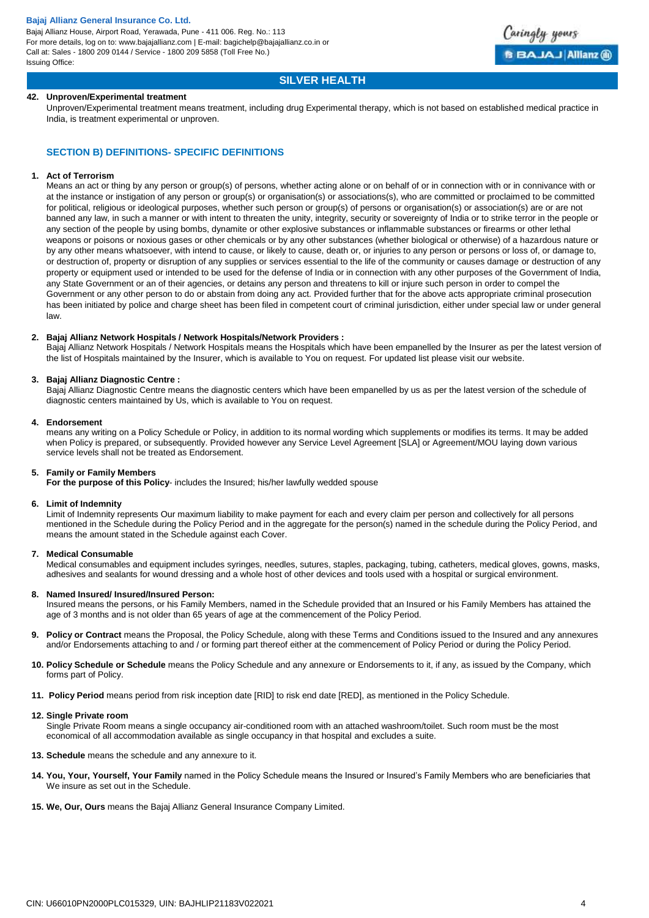**42. Unproven/Experimental treatment**

Unproven/Experimental treatment means treatment, including drug Experimental therapy, which is not based on established medical practice in India, is treatment experimental or unproven.

## SECTION B) DEFINITIONS- SPECIFIC DEFINITIONS

**1. Act of Terrorism**

Means an act or thing by any person or group(s) of persons, whether acting alone or on behalf of or in connection with or in connivance with or at the instance or instigation of any person or group(s) or organisation(s) or associations(s), who are committed or proclaimed to be committed for political, religious or ideological purposes, whether such person or group(s) of persons or organisation(s) or association(s) are or are not banned any law, in such a manner or with intent to threaten the unity, integrity, security or sovereignty of India or to strike terror in the people or any section of the people by using bombs, dynamite or other explosive substances or inflammable substances or firearms or other lethal weapons or poisons or noxious gases or other chemicals or by any other substances (whether biological or otherwise) of a hazardous nature or by any other means whatsoever, with intend to cause, or likely to cause, death or, or injuries to any person or persons or loss of, or damage to, or destruction of, property or disruption of any supplies or services essential to the life of the community or causes damage or destruction of any property or equipment used or intended to be used for the defense of India or in connection with any other purposes of the Government of India, any State Government or an of their agencies, or detains any person and threatens to kill or injure such person in order to compel the Government or any other person to do or abstain from doing any act. Provided further that for the above acts appropriate criminal prosecution has been initiated by police and charge sheet has been filed in competent court of criminal jurisdiction, either under special law or under general law.

**2. Bajaj Allianz Network Hospitals / Network Hospitals/Network Providers :**

Bajaj Allianz Network Hospitals / Network Hospitals means the Hospitals which have been empanelled by the Insurer as per the latest version of the list of Hospitals maintained by the Insurer, which is available to You on request. For updated list please visit our website.

**3. Bajaj Allianz Diagnostic Centre :**

Bajaj Allianz Diagnostic Centre means the diagnostic centers which have been empanelled by us as per the latest version of the schedule of diagnostic centers maintained by Us, which is available to You on request.

**4. Endorsement**

means any writing on a Policy Schedule or Policy, in addition to its normal wording which supplements or modifies its terms. It may be added when Policy is prepared, or subsequently. Provided however any Service Level Agreement [SLA] or Agreement/MOU laying down various service levels shall not be treated as Endorsement.

**5. Family or Family Members**

**For the purpose of this Policy**- includes the Insured; his/her lawfully wedded spouse

**6. Limit of Indemnity**

Limit of Indemnity represents Our maximum liability to make payment for each and every claim per person and collectively for all persons mentioned in the Schedule during the Policy Period and in the aggregate for the person(s) named in the schedule during the Policy Period, and means the amount stated in the Schedule against each Cover.

**7. Medical Consumable**

Medical consumables and equipment includes syringes, needles, sutures, staples, packaging, tubing, catheters, medical gloves, gowns, masks, adhesives and sealants for wound dressing and a whole host of other devices and tools used with a hospital or surgical environment.

**8. Named Insured/ Insured/Insured Person:**

Insured means the persons, or his Family Members, named in the Schedule provided that an Insured or his Family Members has attained the age of 3 months and is not older than 65 years of age at the commencement of the Policy Period.

**9. Policy or Contract** means the Proposal, the Policy Schedule, along with these Terms and Conditions issued to the Insured and any annexures and/or Endorsements attaching to and / or forming part thereof either at the commencement of Policy Period or during the Policy Period.

**10. Policy Schedule or Schedule** means the Policy Schedule and any annexure or Endorsements to it, if any, as issued by the Company, which forms part of Policy.

**11. Policy Period** means period from risk inception date [RID] to risk end date [RED], as mentioned in the Policy Schedule.

**12. Single Private room**

Single Private Room means a single occupancy air-conditioned room with an attached washroom/toilet. Such room must be the most economical of all accommodation available as single occupancy in that hospital and excludes a suite.

**13. Schedule** means the schedule and any annexure to it.

**14. You, Your, Yourself, Your Family** named in the Policy Schedule means the Insured or Insured's Family Members who are beneficiaries that We insure as set out in the Schedule.

**15. We, Our, Ours** means the Bajaj Allianz General Insurance Company Limited.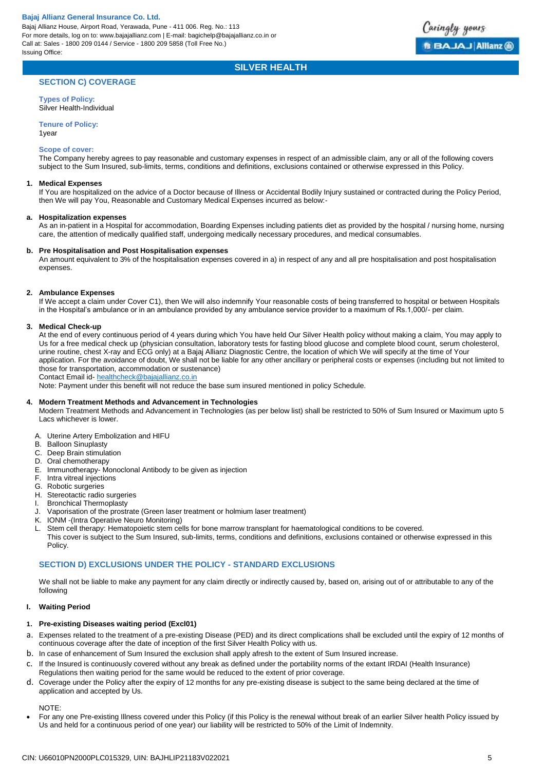## SILVER HEALTH

### SECTION C) COVERAGE

**Types of Policy:**
Silver Health-Individual

**Tenure of Policy:**
1year

**Scope of cover:**
The Company hereby agrees to pay reasonable and customary expenses in respect of an admissible claim, any or all of the following covers subject to the Sum Insured, sub-limits, terms, conditions and definitions, exclusions contained or otherwise expressed in this Policy.

**1. Medical Expenses**
If You are hospitalized on the advice of a Doctor because of Illness or Accidental Bodily Injury sustained or contracted during the Policy Period, then We will pay You, Reasonable and Customary Medical Expenses incurred as below:-

**a. Hospitalization expenses**
As an in-patient in a Hospital for accommodation, Boarding Expenses including patients diet as provided by the hospital / nursing home, nursing care, the attention of medically qualified staff, undergoing medically necessary procedures, and medical consumables.

**b. Pre Hospitalisation and Post Hospitalisation expenses**
An amount equivalent to 3% of the hospitalisation expenses covered in a) in respect of any and all pre hospitalisation and post hospitalisation expenses.

**2. Ambulance Expenses**
If We accept a claim under Cover C1), then We will also indemnify Your reasonable costs of being transferred to hospital or between Hospitals in the Hospital's ambulance or in an ambulance provided by any ambulance service provider to a maximum of Rs.1,000/- per claim.

**3. Medical Check-up**
At the end of every continuous period of 4 years during which You have held Our Silver Health policy without making a claim, You may apply to Us for a free medical check up (physician consultation, laboratory tests for fasting blood glucose and complete blood count, serum cholesterol, urine routine, chest X-ray and ECG only) at a Bajaj Allianz Diagnostic Centre, the location of which We will specify at the time of Your application. For the avoidance of doubt, We shall not be liable for any other ancillary or peripheral costs or expenses (including but not limited to those for transportation, accommodation or sustenance)
Contact Email id- healthcheck@bajajallianz.co.in
Note: Payment under this benefit will not reduce the base sum insured mentioned in policy Schedule.

**4. Modern Treatment Methods and Advancement in Technologies**
Modern Treatment Methods and Advancement in Technologies (as per below list) shall be restricted to 50% of Sum Insured or Maximum upto 5 Lacs whichever is lower.

A. Uterine Artery Embolization and HIFU
B. Balloon Sinuplasty
C. Deep Brain stimulation
D. Oral chemotherapy
E. Immunotherapy- Monoclonal Antibody to be given as injection
F. Intra vitreal injections
G. Robotic surgeries
H. Stereotactic radio surgeries
I. Bronchical Thermoplasty
J. Vaporisation of the prostrate (Green laser treatment or holmium laser treatment)
K. IONM -(Intra Operative Neuro Monitoring)
L. Stem cell therapy: Hematopoietic stem cells for bone marrow transplant for haematological conditions to be covered.
This cover is subject to the Sum Insured, sub-limits, terms, conditions and definitions, exclusions contained or otherwise expressed in this Policy.

### SECTION D) EXCLUSIONS UNDER THE POLICY - STANDARD EXCLUSIONS

We shall not be liable to make any payment for any claim directly or indirectly caused by, based on, arising out of or attributable to any of the following

**I. Waiting Period**

**1. Pre-existing Diseases waiting period (Excl01)**

a. Expenses related to the treatment of a pre-existing Disease (PED) and its direct complications shall be excluded until the expiry of 12 months of continuous coverage after the date of inception of the first Silver Health Policy with us.
b. In case of enhancement of Sum Insured the exclusion shall apply afresh to the extent of Sum Insured increase.
c. If the Insured is continuously covered without any break as defined under the portability norms of the extant IRDAI (Health Insurance) Regulations then waiting period for the same would be reduced to the extent of prior coverage.
d. Coverage under the Policy after the expiry of 12 months for any pre-existing disease is subject to the same being declared at the time of application and accepted by Us.

NOTE:

- For any one Pre-existing Illness covered under this Policy (if this Policy is the renewal without break of an earlier Silver health Policy issued by Us and held for a continuous period of one year) our liability will be restricted to 50% of the Limit of Indemnity.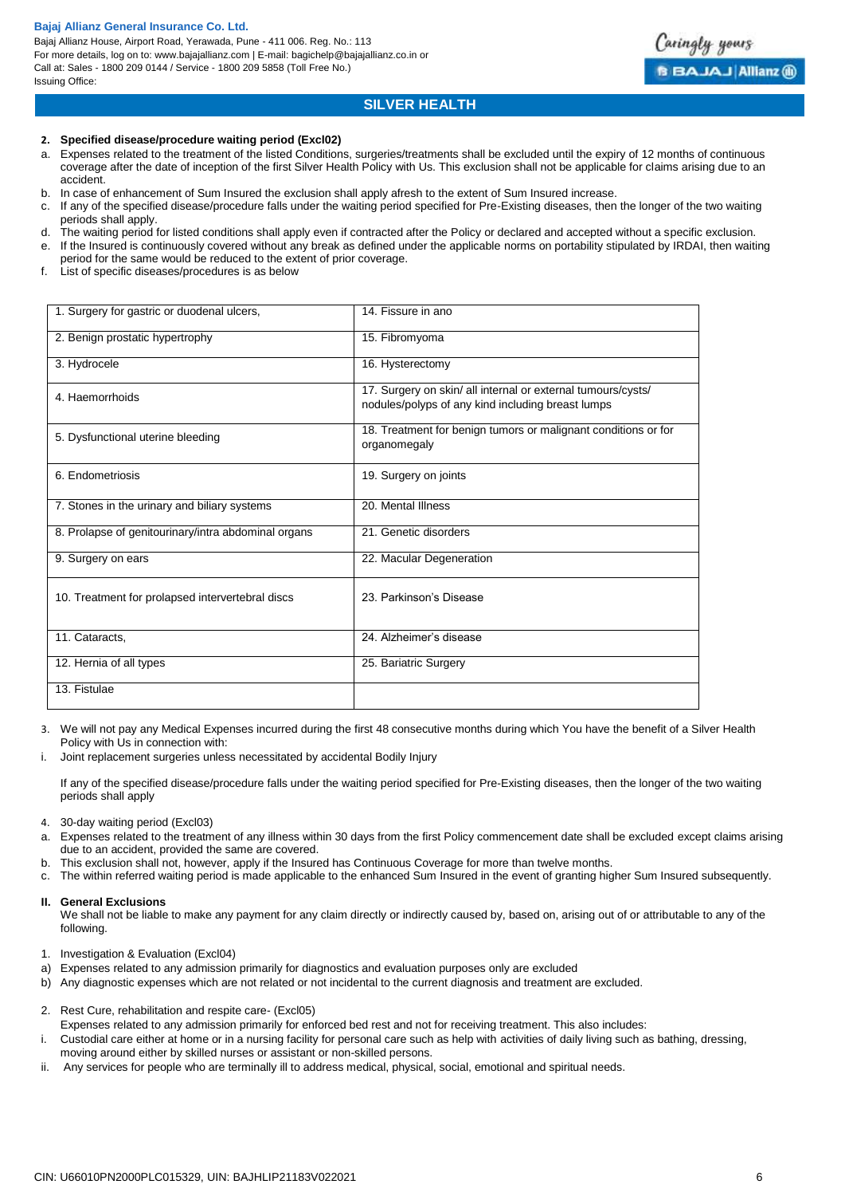**2. Specified disease/procedure waiting period (Excl02)**

a. Expenses related to the treatment of the listed Conditions, surgeries/treatments shall be excluded until the expiry of 12 months of continuous coverage after the date of inception of the first Silver Health Policy with Us. This exclusion shall not be applicable for claims arising due to an accident.
b. In case of enhancement of Sum Insured the exclusion shall apply afresh to the extent of Sum Insured increase.
c. If any of the specified disease/procedure falls under the waiting period specified for Pre-Existing diseases, then the longer of the two waiting periods shall apply.
d. The waiting period for listed conditions shall apply even if contracted after the Policy or declared and accepted without a specific exclusion.
e. If the Insured is continuously covered without any break as defined under the applicable norms on portability stipulated by IRDAI, then waiting period for the same would be reduced to the extent of prior coverage.
f. List of specific diseases/procedures is as below

| | |
|---|---|
| 1. Surgery for gastric or duodenal ulcers, | 14. Fissure in ano |
| 2. Benign prostatic hypertrophy | 15. Fibromyoma |
| 3. Hydrocele | 16. Hysterectomy |
| 4. Haemorrhoids | 17. Surgery on skin/ all internal or external tumours/cysts/ nodules/polyps of any kind including breast lumps |
| 5. Dysfunctional uterine bleeding | 18. Treatment for benign tumors or malignant conditions or for organomegaly |
| 6. Endometriosis | 19. Surgery on joints |
| 7. Stones in the urinary and biliary systems | 20. Mental Illness |
| 8. Prolapse of genitourinary/intra abdominal organs | 21. Genetic disorders |
| 9. Surgery on ears | 22. Macular Degeneration |
| 10. Treatment for prolapsed intervertebral discs | 23. Parkinson's Disease |
| 11. Cataracts, | 24. Alzheimer's disease |
| 12. Hernia of all types | 25. Bariatric Surgery |
| 13. Fistulae | |

3. We will not pay any Medical Expenses incurred during the first 48 consecutive months during which You have the benefit of a Silver Health Policy with Us in connection with:

i. Joint replacement surgeries unless necessitated by accidental Bodily Injury

If any of the specified disease/procedure falls under the waiting period specified for Pre-Existing diseases, then the longer of the two waiting periods shall apply

4. 30-day waiting period (Excl03)

a. Expenses related to the treatment of any illness within 30 days from the first Policy commencement date shall be excluded except claims arising due to an accident, provided the same are covered.
b. This exclusion shall not, however, apply if the Insured has Continuous Coverage for more than twelve months.
c. The within referred waiting period is made applicable to the enhanced Sum Insured in the event of granting higher Sum Insured subsequently.

**II. General Exclusions**

We shall not be liable to make any payment for any claim directly or indirectly caused by, based on, arising out of or attributable to any of the following.

1. Investigation & Evaluation (Excl04)

a) Expenses related to any admission primarily for diagnostics and evaluation purposes only are excluded
b) Any diagnostic expenses which are not related or not incidental to the current diagnosis and treatment are excluded.

2. Rest Cure, rehabilitation and respite care- (Excl05)

Expenses related to any admission primarily for enforced bed rest and not for receiving treatment. This also includes:

i. Custodial care either at home or in a nursing facility for personal care such as help with activities of daily living such as bathing, dressing, moving around either by skilled nurses or assistant or non-skilled persons.
ii. Any services for people who are terminally ill to address medical, physical, social, emotional and spiritual needs.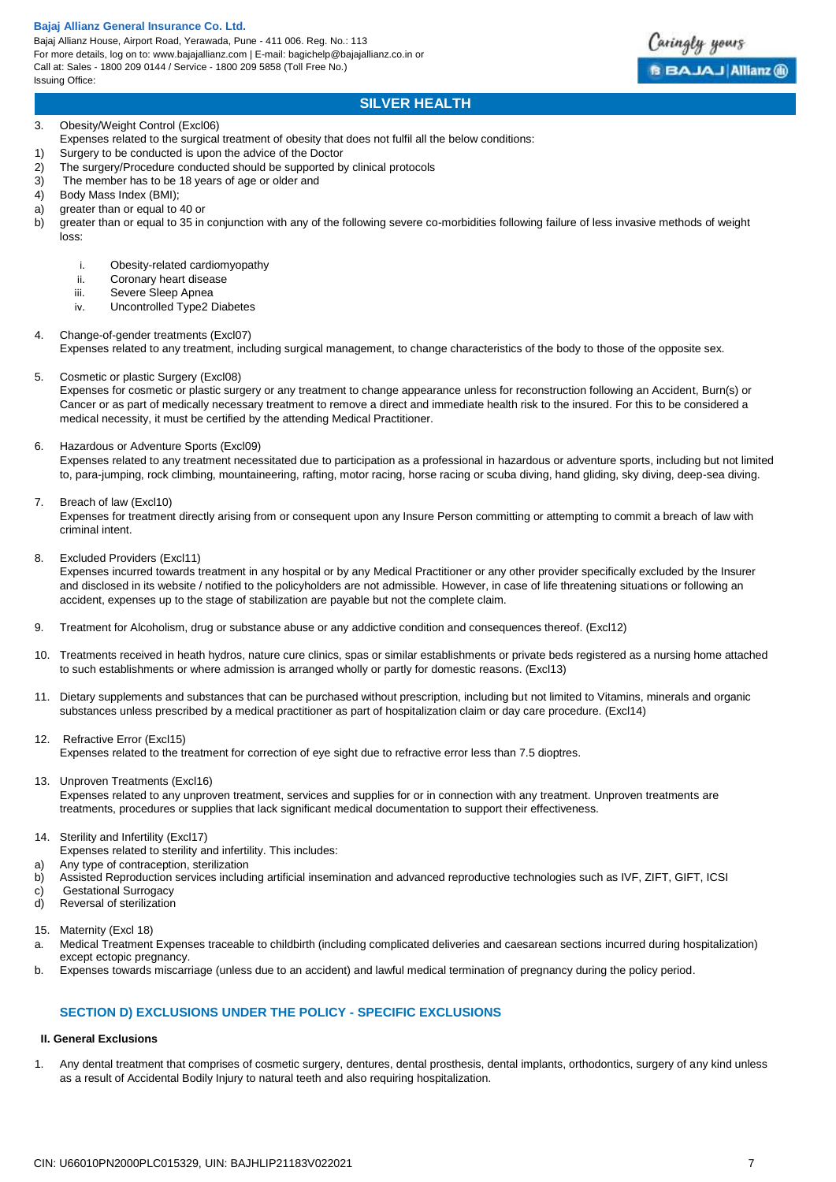3. Obesity/Weight Control (Excl06)
   Expenses related to the surgical treatment of obesity that does not fulfil all the below conditions:

1) Surgery to be conducted is upon the advice of the Doctor
2) The surgery/Procedure conducted should be supported by clinical protocols
3) The member has to be 18 years of age or older and
4) Body Mass Index (BMI);

a) greater than or equal to 40 or
b) greater than or equal to 35 in conjunction with any of the following severe co-morbidities following failure of less invasive methods of weight loss:

   i. Obesity-related cardiomyopathy
   ii. Coronary heart disease
   iii. Severe Sleep Apnea
   iv. Uncontrolled Type2 Diabetes

4. Change-of-gender treatments (Excl07)
   Expenses related to any treatment, including surgical management, to change characteristics of the body to those of the opposite sex.

5. Cosmetic or plastic Surgery (Excl08)
   Expenses for cosmetic or plastic surgery or any treatment to change appearance unless for reconstruction following an Accident, Burn(s) or Cancer or as part of medically necessary treatment to remove a direct and immediate health risk to the insured. For this to be considered a medical necessity, it must be certified by the attending Medical Practitioner.

6. Hazardous or Adventure Sports (Excl09)
   Expenses related to any treatment necessitated due to participation as a professional in hazardous or adventure sports, including but not limited to, para-jumping, rock climbing, mountaineering, rafting, motor racing, horse racing or scuba diving, hand gliding, sky diving, deep-sea diving.

7. Breach of law (Excl10)
   Expenses for treatment directly arising from or consequent upon any Insure Person committing or attempting to commit a breach of law with criminal intent.

8. Excluded Providers (Excl11)
   Expenses incurred towards treatment in any hospital or by any Medical Practitioner or any other provider specifically excluded by the Insurer and disclosed in its website / notified to the policyholders are not admissible. However, in case of life threatening situations or following an accident, expenses up to the stage of stabilization are payable but not the complete claim.

9. Treatment for Alcoholism, drug or substance abuse or any addictive condition and consequences thereof. (Excl12)

10. Treatments received in heath hydros, nature cure clinics, spas or similar establishments or private beds registered as a nursing home attached to such establishments or where admission is arranged wholly or partly for domestic reasons. (Excl13)

11. Dietary supplements and substances that can be purchased without prescription, including but not limited to Vitamins, minerals and organic substances unless prescribed by a medical practitioner as part of hospitalization claim or day care procedure. (Excl14)

12. Refractive Error (Excl15)
    Expenses related to the treatment for correction of eye sight due to refractive error less than 7.5 dioptres.

13. Unproven Treatments (Excl16)
    Expenses related to any unproven treatment, services and supplies for or in connection with any treatment. Unproven treatments are treatments, procedures or supplies that lack significant medical documentation to support their effectiveness.

14. Sterility and Infertility (Excl17)
    Expenses related to sterility and infertility. This includes:

a) Any type of contraception, sterilization
b) Assisted Reproduction services including artificial insemination and advanced reproductive technologies such as IVF, ZIFT, GIFT, ICSI
c) Gestational Surrogacy
d) Reversal of sterilization

15. Maternity (Excl 18)

a. Medical Treatment Expenses traceable to childbirth (including complicated deliveries and caesarean sections incurred during hospitalization) except ectopic pregnancy.
b. Expenses towards miscarriage (unless due to an accident) and lawful medical termination of pregnancy during the policy period.

## SECTION D) EXCLUSIONS UNDER THE POLICY - SPECIFIC EXCLUSIONS

**II. General Exclusions**

1. Any dental treatment that comprises of cosmetic surgery, dentures, dental prosthesis, dental implants, orthodontics, surgery of any kind unless as a result of Accidental Bodily Injury to natural teeth and also requiring hospitalization.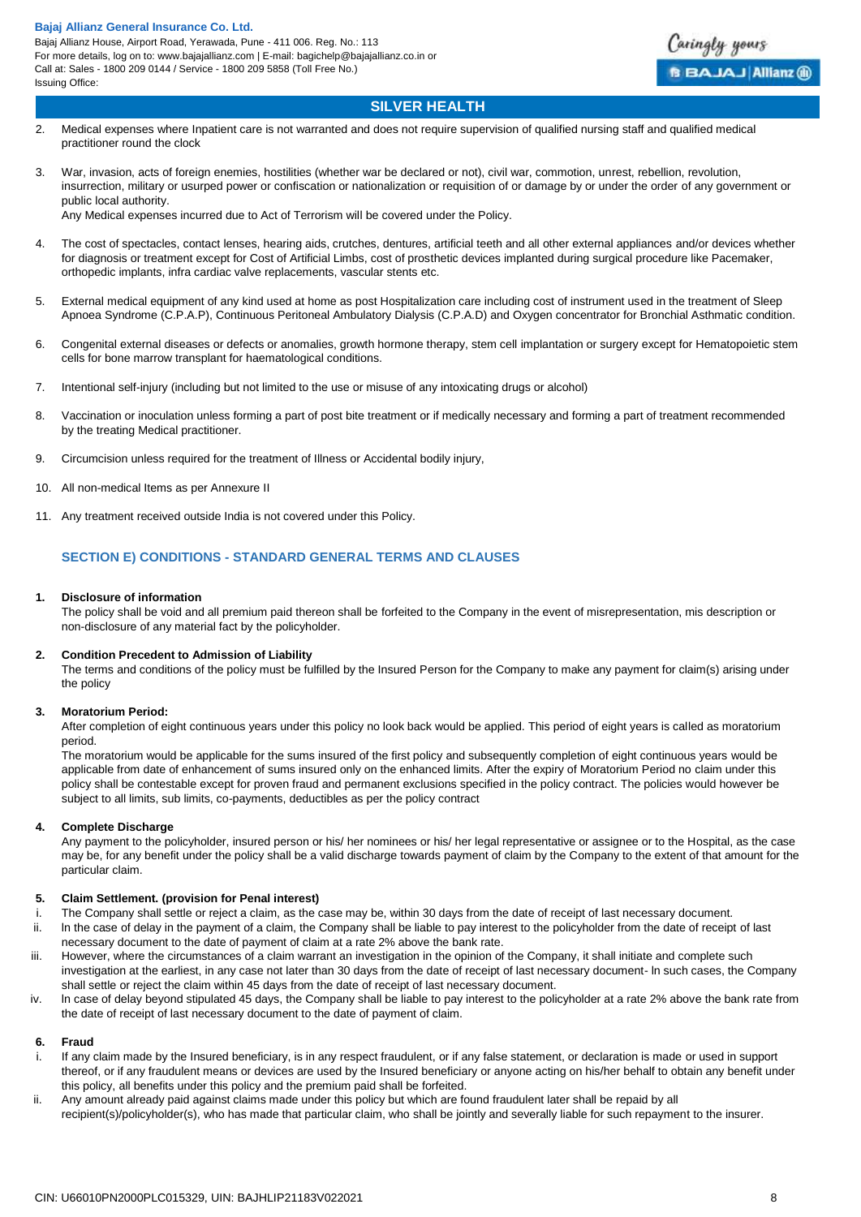2. Medical expenses where Inpatient care is not warranted and does not require supervision of qualified nursing staff and qualified medical practitioner round the clock

3. War, invasion, acts of foreign enemies, hostilities (whether war be declared or not), civil war, commotion, unrest, rebellion, revolution, insurrection, military or usurped power or confiscation or nationalization or requisition of or damage by or under the order of any government or public local authority.
   Any Medical expenses incurred due to Act of Terrorism will be covered under the Policy.

4. The cost of spectacles, contact lenses, hearing aids, crutches, dentures, artificial teeth and all other external appliances and/or devices whether for diagnosis or treatment except for Cost of Artificial Limbs, cost of prosthetic devices implanted during surgical procedure like Pacemaker, orthopedic implants, infra cardiac valve replacements, vascular stents etc.

5. External medical equipment of any kind used at home as post Hospitalization care including cost of instrument used in the treatment of Sleep Apnoea Syndrome (C.P.A.P), Continuous Peritoneal Ambulatory Dialysis (C.P.A.D) and Oxygen concentrator for Bronchial Asthmatic condition.

6. Congenital external diseases or defects or anomalies, growth hormone therapy, stem cell implantation or surgery except for Hematopoietic stem cells for bone marrow transplant for haematological conditions.

7. Intentional self-injury (including but not limited to the use or misuse of any intoxicating drugs or alcohol)

8. Vaccination or inoculation unless forming a part of post bite treatment or if medically necessary and forming a part of treatment recommended by the treating Medical practitioner.

9. Circumcision unless required for the treatment of Illness or Accidental bodily injury,

10. All non-medical Items as per Annexure II

11. Any treatment received outside India is not covered under this Policy.

## SECTION E) CONDITIONS - STANDARD GENERAL TERMS AND CLAUSES

**1. Disclosure of information**

The policy shall be void and all premium paid thereon shall be forfeited to the Company in the event of misrepresentation, mis description or non-disclosure of any material fact by the policyholder.

**2. Condition Precedent to Admission of Liability**

The terms and conditions of the policy must be fulfilled by the Insured Person for the Company to make any payment for claim(s) arising under the policy

**3. Moratorium Period:**

After completion of eight continuous years under this policy no look back would be applied. This period of eight years is called as moratorium period.

The moratorium would be applicable for the sums insured of the first policy and subsequently completion of eight continuous years would be applicable from date of enhancement of sums insured only on the enhanced limits. After the expiry of Moratorium Period no claim under this policy shall be contestable except for proven fraud and permanent exclusions specified in the policy contract. The policies would however be subject to all limits, sub limits, co-payments, deductibles as per the policy contract

**4. Complete Discharge**

Any payment to the policyholder, insured person or his/ her nominees or his/ her legal representative or assignee or to the Hospital, as the case may be, for any benefit under the policy shall be a valid discharge towards payment of claim by the Company to the extent of that amount for the particular claim.

**5. Claim Settlement. (provision for Penal interest)**

i. The Company shall settle or reject a claim, as the case may be, within 30 days from the date of receipt of last necessary document.

ii. In the case of delay in the payment of a claim, the Company shall be liable to pay interest to the policyholder from the date of receipt of last necessary document to the date of payment of claim at a rate 2% above the bank rate.

iii. However, where the circumstances of a claim warrant an investigation in the opinion of the Company, it shall initiate and complete such investigation at the earliest, in any case not later than 30 days from the date of receipt of last necessary document- In such cases, the Company shall settle or reject the claim within 45 days from the date of receipt of last necessary document.

iv. In case of delay beyond stipulated 45 days, the Company shall be liable to pay interest to the policyholder at a rate 2% above the bank rate from the date of receipt of last necessary document to the date of payment of claim.

**6. Fraud**

i. If any claim made by the Insured beneficiary, is in any respect fraudulent, or if any false statement, or declaration is made or used in support thereof, or if any fraudulent means or devices are used by the Insured beneficiary or anyone acting on his/her behalf to obtain any benefit under this policy, all benefits under this policy and the premium paid shall be forfeited.

ii. Any amount already paid against claims made under this policy but which are found fraudulent later shall be repaid by all recipient(s)/policyholder(s), who has made that particular claim, who shall be jointly and severally liable for such repayment to the insurer.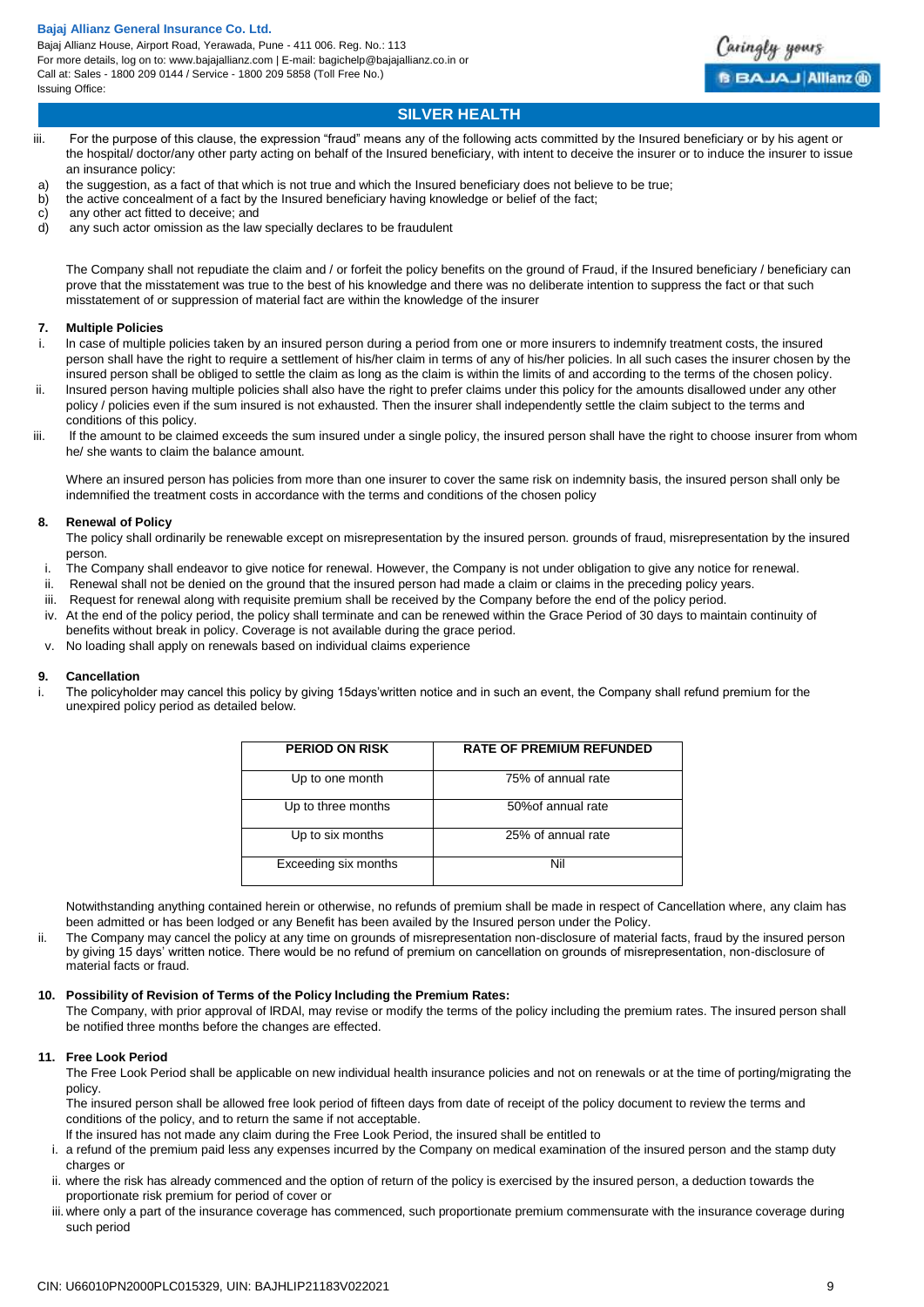## SILVER HEALTH

iii. For the purpose of this clause, the expression "fraud" means any of the following acts committed by the Insured beneficiary or by his agent or the hospital/ doctor/any other party acting on behalf of the Insured beneficiary, with intent to deceive the insurer or to induce the insurer to issue an insurance policy:

a) the suggestion, as a fact of that which is not true and which the Insured beneficiary does not believe to be true;
b) the active concealment of a fact by the Insured beneficiary having knowledge or belief of the fact;
c) any other act fitted to deceive; and
d) any such actor omission as the law specially declares to be fraudulent

The Company shall not repudiate the claim and / or forfeit the policy benefits on the ground of Fraud, if the Insured beneficiary / beneficiary can prove that the misstatement was true to the best of his knowledge and there was no deliberate intention to suppress the fact or that such misstatement of or suppression of material fact are within the knowledge of the insurer

**7. Multiple Policies**

i. In case of multiple policies taken by an insured person during a period from one or more insurers to indemnify treatment costs, the insured person shall have the right to require a settlement of his/her claim in terms of any of his/her policies. In all such cases the insurer chosen by the insured person shall be obliged to settle the claim as long as the claim is within the limits of and according to the terms of the chosen policy.
ii. Insured person having multiple policies shall also have the right to prefer claims under this policy for the amounts disallowed under any other policy / policies even if the sum insured is not exhausted. Then the insurer shall independently settle the claim subject to the terms and conditions of this policy.
iii. If the amount to be claimed exceeds the sum insured under a single policy, the insured person shall have the right to choose insurer from whom he/ she wants to claim the balance amount.

Where an insured person has policies from more than one insurer to cover the same risk on indemnity basis, the insured person shall only be indemnified the treatment costs in accordance with the terms and conditions of the chosen policy

**8. Renewal of Policy**

The policy shall ordinarily be renewable except on misrepresentation by the insured person. grounds of fraud, misrepresentation by the insured person.

i. The Company shall endeavor to give notice for renewal. However, the Company is not under obligation to give any notice for renewal.
ii. Renewal shall not be denied on the ground that the insured person had made a claim or claims in the preceding policy years.
iii. Request for renewal along with requisite premium shall be received by the Company before the end of the policy period.
iv. At the end of the policy period, the policy shall terminate and can be renewed within the Grace Period of 30 days to maintain continuity of benefits without break in policy. Coverage is not available during the grace period.
v. No loading shall apply on renewals based on individual claims experience

**9. Cancellation**

i. The policyholder may cancel this policy by giving 15days'written notice and in such an event, the Company shall refund premium for the unexpired policy period as detailed below.

| PERIOD ON RISK | RATE OF PREMIUM REFUNDED |
|---|---|
| Up to one month | 75% of annual rate |
| Up to three months | 50%of annual rate |
| Up to six months | 25% of annual rate |
| Exceeding six months | Nil |

Notwithstanding anything contained herein or otherwise, no refunds of premium shall be made in respect of Cancellation where, any claim has been admitted or has been lodged or any Benefit has been availed by the Insured person under the Policy.

ii. The Company may cancel the policy at any time on grounds of misrepresentation non-disclosure of material facts, fraud by the insured person by giving 15 days' written notice. There would be no refund of premium on cancellation on grounds of misrepresentation, non-disclosure of material facts or fraud.

**10. Possibility of Revision of Terms of the Policy Including the Premium Rates:**

The Company, with prior approval of IRDAI, may revise or modify the terms of the policy including the premium rates. The insured person shall be notified three months before the changes are effected.

**11. Free Look Period**

The Free Look Period shall be applicable on new individual health insurance policies and not on renewals or at the time of porting/migrating the policy.

The insured person shall be allowed free look period of fifteen days from date of receipt of the policy document to review the terms and conditions of the policy, and to return the same if not acceptable.

If the insured has not made any claim during the Free Look Period, the insured shall be entitled to

i. a refund of the premium paid less any expenses incurred by the Company on medical examination of the insured person and the stamp duty charges or
ii. where the risk has already commenced and the option of return of the policy is exercised by the insured person, a deduction towards the proportionate risk premium for period of cover or
iii. where only a part of the insurance coverage has commenced, such proportionate premium commensurate with the insurance coverage during such period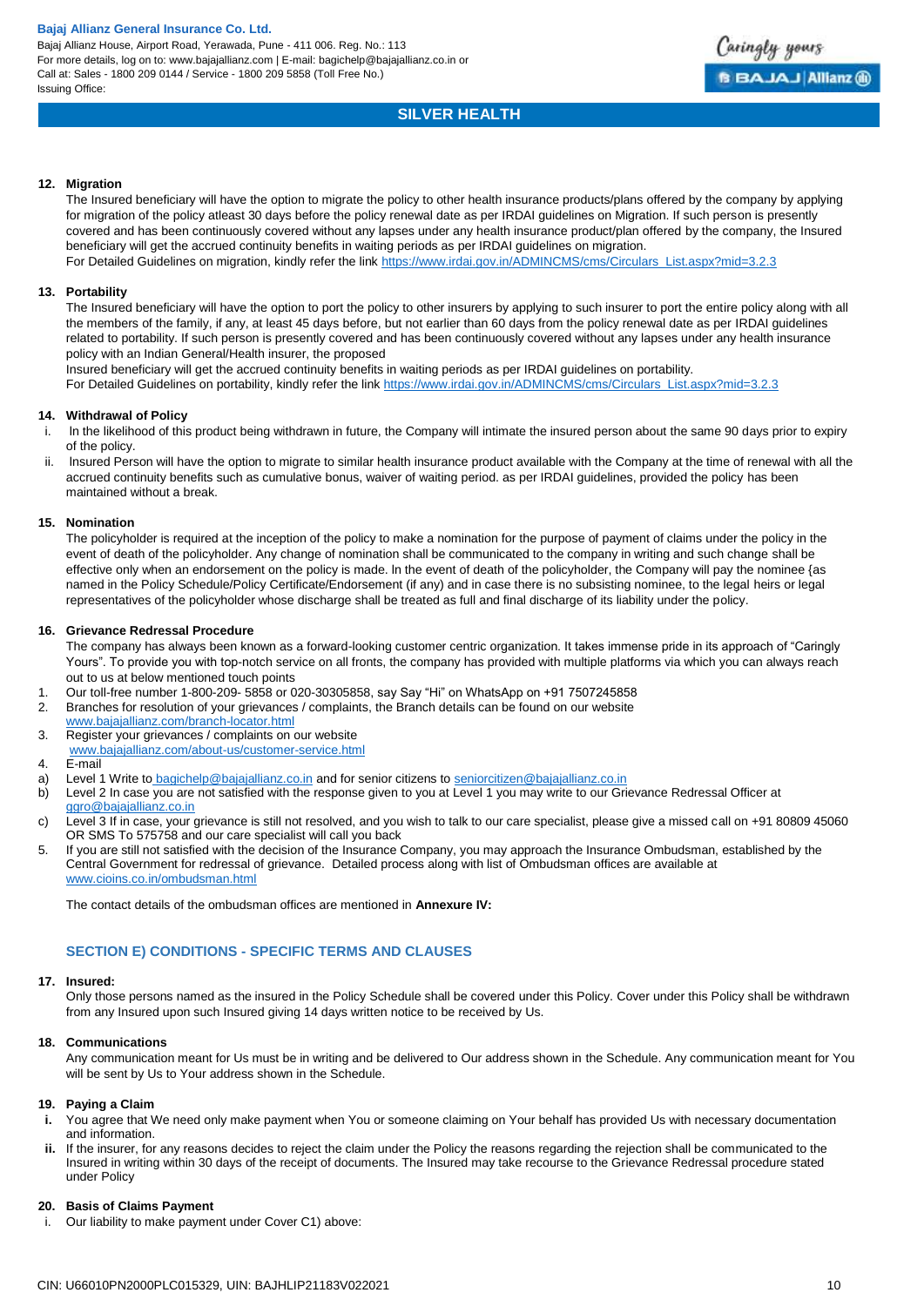**12. Migration**

The Insured beneficiary will have the option to migrate the policy to other health insurance products/plans offered by the company by applying for migration of the policy atleast 30 days before the policy renewal date as per IRDAI guidelines on Migration. If such person is presently covered and has been continuously covered without any lapses under any health insurance product/plan offered by the company, the Insured beneficiary will get the accrued continuity benefits in waiting periods as per IRDAI guidelines on migration.
For Detailed Guidelines on migration, kindly refer the link https://www.irdai.gov.in/ADMINCMS/cms/Circulars_List.aspx?mid=3.2.3

**13. Portability**

The Insured beneficiary will have the option to port the policy to other insurers by applying to such insurer to port the entire policy along with all the members of the family, if any, at least 45 days before, but not earlier than 60 days from the policy renewal date as per IRDAI guidelines related to portability. If such person is presently covered and has been continuously covered without any lapses under any health insurance policy with an Indian General/Health insurer, the proposed
Insured beneficiary will get the accrued continuity benefits in waiting periods as per IRDAI guidelines on portability.
For Detailed Guidelines on portability, kindly refer the link https://www.irdai.gov.in/ADMINCMS/cms/Circulars_List.aspx?mid=3.2.3

**14. Withdrawal of Policy**

i. In the likelihood of this product being withdrawn in future, the Company will intimate the insured person about the same 90 days prior to expiry of the policy.
ii. Insured Person will have the option to migrate to similar health insurance product available with the Company at the time of renewal with all the accrued continuity benefits such as cumulative bonus, waiver of waiting period. as per IRDAI guidelines, provided the policy has been maintained without a break.

**15. Nomination**

The policyholder is required at the inception of the policy to make a nomination for the purpose of payment of claims under the policy in the event of death of the policyholder. Any change of nomination shall be communicated to the company in writing and such change shall be effective only when an endorsement on the policy is made. In the event of death of the policyholder, the Company will pay the nominee {as named in the Policy Schedule/Policy Certificate/Endorsement (if any) and in case there is no subsisting nominee, to the legal heirs or legal representatives of the policyholder whose discharge shall be treated as full and final discharge of its liability under the policy.

**16. Grievance Redressal Procedure**

The company has always been known as a forward-looking customer centric organization. It takes immense pride in its approach of "Caringly Yours". To provide you with top-notch service on all fronts, the company has provided with multiple platforms via which you can always reach out to us at below mentioned touch points

1. Our toll-free number 1-800-209- 5858 or 020-30305858, say Say "Hi" on WhatsApp on +91 7507245858
2. Branches for resolution of your grievances / complaints, the Branch details can be found on our website www.bajajallianz.com/branch-locator.html
3. Register your grievances / complaints on our website www.bajajallianz.com/about-us/customer-service.html
4. E-mail
   a) Level 1 Write to bagichelp@bajajallianz.co.in and for senior citizens to seniorcitizen@bajajallianz.co.in
   b) Level 2 In case you are not satisfied with the response given to you at Level 1 you may write to our Grievance Redressal Officer at ggro@bajajallianz.co.in
   c) Level 3 If in case, your grievance is still not resolved, and you wish to talk to our care specialist, please give a missed call on +91 80809 45060 OR SMS To 575758 and our care specialist will call you back
5. If you are still not satisfied with the decision of the Insurance Company, you may approach the Insurance Ombudsman, established by the Central Government for redressal of grievance. Detailed process along with list of Ombudsman offices are available at www.cioins.co.in/ombudsman.html

The contact details of the ombudsman offices are mentioned in **Annexure IV:**

## SECTION E) CONDITIONS - SPECIFIC TERMS AND CLAUSES

**17. Insured:**

Only those persons named as the insured in the Policy Schedule shall be covered under this Policy. Cover under this Policy shall be withdrawn from any Insured upon such Insured giving 14 days written notice to be received by Us.

**18. Communications**

Any communication meant for Us must be in writing and be delivered to Our address shown in the Schedule. Any communication meant for You will be sent by Us to Your address shown in the Schedule.

**19. Paying a Claim**

**i.** You agree that We need only make payment when You or someone claiming on Your behalf has provided Us with necessary documentation and information.
**ii.** If the insurer, for any reasons decides to reject the claim under the Policy the reasons regarding the rejection shall be communicated to the Insured in writing within 30 days of the receipt of documents. The Insured may take recourse to the Grievance Redressal procedure stated under Policy

**20. Basis of Claims Payment**

i. Our liability to make payment under Cover C1) above: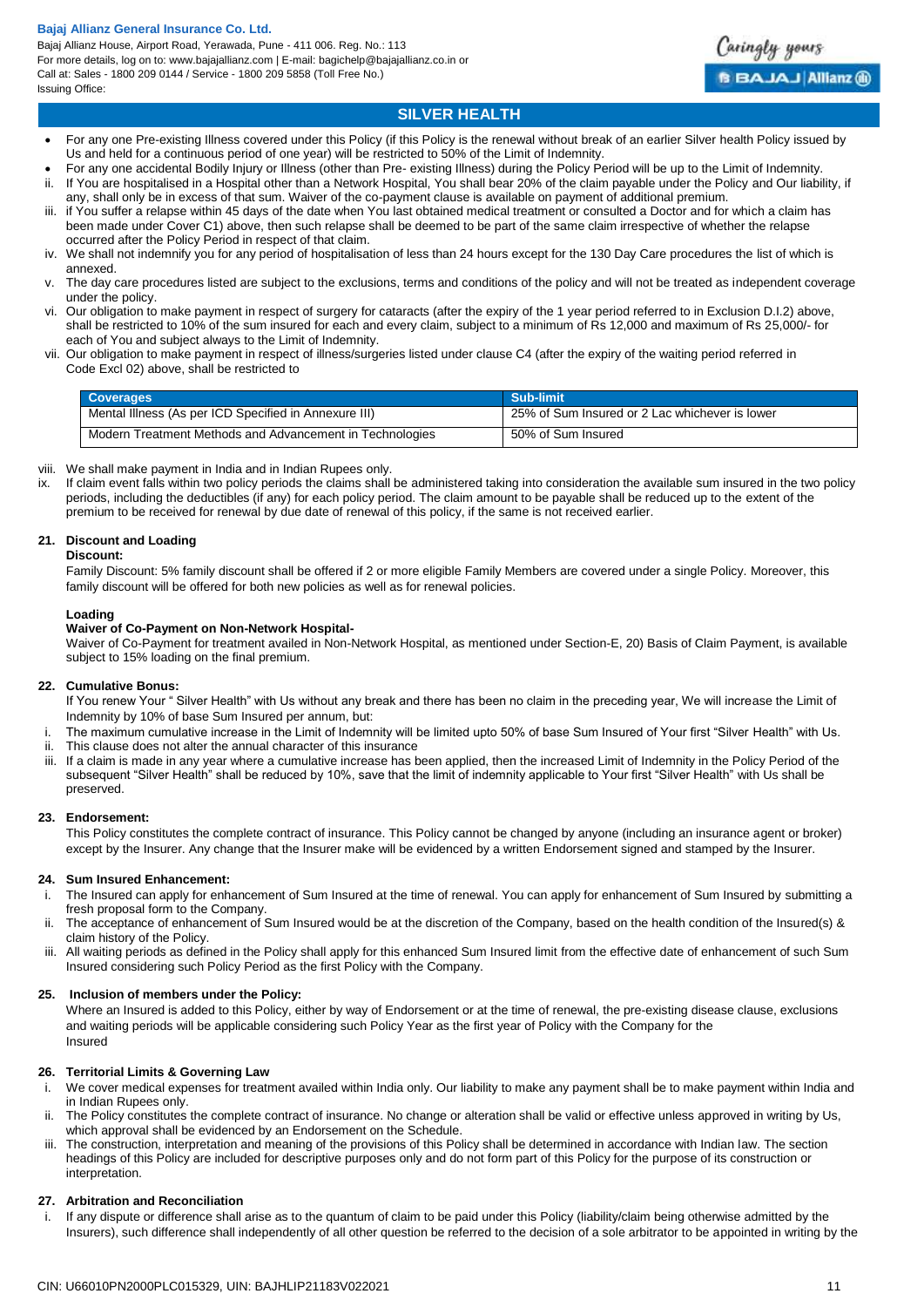## SILVER HEALTH

- For any one Pre-existing Illness covered under this Policy (if this Policy is the renewal without break of an earlier Silver health Policy issued by Us and held for a continuous period of one year) will be restricted to 50% of the Limit of Indemnity.
- For any one accidental Bodily Injury or Illness (other than Pre- existing Illness) during the Policy Period will be up to the Limit of Indemnity.

ii. If You are hospitalised in a Hospital other than a Network Hospital, You shall bear 20% of the claim payable under the Policy and Our liability, if any, shall only be in excess of that sum. Waiver of the co-payment clause is available on payment of additional premium.

iii. if You suffer a relapse within 45 days of the date when You last obtained medical treatment or consulted a Doctor and for which a claim has been made under Cover C1) above, then such relapse shall be deemed to be part of the same claim irrespective of whether the relapse occurred after the Policy Period in respect of that claim.

iv. We shall not indemnify you for any period of hospitalisation of less than 24 hours except for the 130 Day Care procedures the list of which is annexed.

v. The day care procedures listed are subject to the exclusions, terms and conditions of the policy and will not be treated as independent coverage under the policy.

vi. Our obligation to make payment in respect of surgery for cataracts (after the expiry of the 1 year period referred to in Exclusion D.I.2) above, shall be restricted to 10% of the sum insured for each and every claim, subject to a minimum of Rs 12,000 and maximum of Rs 25,000/- for each of You and subject always to the Limit of Indemnity.

vii. Our obligation to make payment in respect of illness/surgeries listed under clause C4 (after the expiry of the waiting period referred in Code Excl 02) above, shall be restricted to

| Coverages | Sub-limit |
|---|---|
| Mental Illness (As per ICD Specified in Annexure III) | 25% of Sum Insured or 2 Lac whichever is lower |
| Modern Treatment Methods and Advancement in Technologies | 50% of Sum Insured |

viii. We shall make payment in India and in Indian Rupees only.

ix. If claim event falls within two policy periods the claims shall be administered taking into consideration the available sum insured in the two policy periods, including the deductibles (if any) for each policy period. The claim amount to be payable shall be reduced up to the extent of the premium to be received for renewal by due date of renewal of this policy, if the same is not received earlier.

### 21. Discount and Loading

**Discount:**

Family Discount: 5% family discount shall be offered if 2 or more eligible Family Members are covered under a single Policy. Moreover, this family discount will be offered for both new policies as well as for renewal policies.

**Loading**

**Waiver of Co-Payment on Non-Network Hospital-**

Waiver of Co-Payment for treatment availed in Non-Network Hospital, as mentioned under Section-E, 20) Basis of Claim Payment, is available subject to 15% loading on the final premium.

### 22. Cumulative Bonus:

If You renew Your " Silver Health" with Us without any break and there has been no claim in the preceding year, We will increase the Limit of Indemnity by 10% of base Sum Insured per annum, but:

i. The maximum cumulative increase in the Limit of Indemnity will be limited upto 50% of base Sum Insured of Your first "Silver Health" with Us.

ii. This clause does not alter the annual character of this insurance

iii. If a claim is made in any year where a cumulative increase has been applied, then the increased Limit of Indemnity in the Policy Period of the subsequent "Silver Health" shall be reduced by 10%, save that the limit of indemnity applicable to Your first "Silver Health" with Us shall be preserved.

### 23. Endorsement:

This Policy constitutes the complete contract of insurance. This Policy cannot be changed by anyone (including an insurance agent or broker) except by the Insurer. Any change that the Insurer make will be evidenced by a written Endorsement signed and stamped by the Insurer.

### 24. Sum Insured Enhancement:

i. The Insured can apply for enhancement of Sum Insured at the time of renewal. You can apply for enhancement of Sum Insured by submitting a fresh proposal form to the Company.

ii. The acceptance of enhancement of Sum Insured would be at the discretion of the Company, based on the health condition of the Insured(s) & claim history of the Policy.

iii. All waiting periods as defined in the Policy shall apply for this enhanced Sum Insured limit from the effective date of enhancement of such Sum Insured considering such Policy Period as the first Policy with the Company.

### 25. Inclusion of members under the Policy:

Where an Insured is added to this Policy, either by way of Endorsement or at the time of renewal, the pre-existing disease clause, exclusions and waiting periods will be applicable considering such Policy Year as the first year of Policy with the Company for the Insured

### 26. Territorial Limits & Governing Law

i. We cover medical expenses for treatment availed within India only. Our liability to make any payment shall be to make payment within India and in Indian Rupees only.

ii. The Policy constitutes the complete contract of insurance. No change or alteration shall be valid or effective unless approved in writing by Us, which approval shall be evidenced by an Endorsement on the Schedule.

iii. The construction, interpretation and meaning of the provisions of this Policy shall be determined in accordance with Indian law. The section headings of this Policy are included for descriptive purposes only and do not form part of this Policy for the purpose of its construction or interpretation.

### 27. Arbitration and Reconciliation

i. If any dispute or difference shall arise as to the quantum of claim to be paid under this Policy (liability/claim being otherwise admitted by the Insurers), such difference shall independently of all other question be referred to the decision of a sole arbitrator to be appointed in writing by the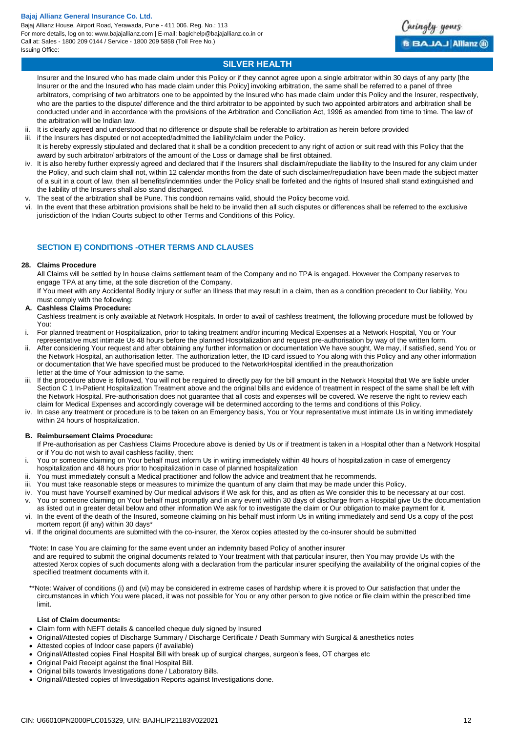Insurer and the Insured who has made claim under this Policy or if they cannot agree upon a single arbitrator within 30 days of any party [the Insurer or the and the Insured who has made claim under this Policy] invoking arbitration, the same shall be referred to a panel of three arbitrators, comprising of two arbitrators one to be appointed by the Insured who has made claim under this Policy and the Insurer, respectively, who are the parties to the dispute/ difference and the third arbitrator to be appointed by such two appointed arbitrators and arbitration shall be conducted under and in accordance with the provisions of the Arbitration and Conciliation Act, 1996 as amended from time to time. The law of the arbitration will be Indian law.

ii. It is clearly agreed and understood that no difference or dispute shall be referable to arbitration as herein before provided

iii. if the Insurers has disputed or not accepted/admitted the liability/claim under the Policy.
It is hereby expressly stipulated and declared that it shall be a condition precedent to any right of action or suit read with this Policy that the award by such arbitrator/ arbitrators of the amount of the Loss or damage shall be first obtained.

iv. It is also hereby further expressly agreed and declared that if the Insurers shall disclaim/repudiate the liability to the Insured for any claim under the Policy, and such claim shall not, within 12 calendar months from the date of such disclaimer/repudiation have been made the subject matter of a suit in a court of law, then all benefits/indemnities under the Policy shall be forfeited and the rights of Insured shall stand extinguished and the liability of the Insurers shall also stand discharged.

v. The seat of the arbitration shall be Pune. This condition remains valid, should the Policy become void.

vi. In the event that these arbitration provisions shall be held to be invalid then all such disputes or differences shall be referred to the exclusive jurisdiction of the Indian Courts subject to other Terms and Conditions of this Policy.

## SECTION E) CONDITIONS -OTHER TERMS AND CLAUSES

### 28. Claims Procedure

All Claims will be settled by In house claims settlement team of the Company and no TPA is engaged. However the Company reserves to engage TPA at any time, at the sole discretion of the Company.

If You meet with any Accidental Bodily Injury or suffer an Illness that may result in a claim, then as a condition precedent to Our liability, You must comply with the following:

#### A. Cashless Claims Procedure:

Cashless treatment is only available at Network Hospitals. In order to avail of cashless treatment, the following procedure must be followed by You:

i. For planned treatment or Hospitalization, prior to taking treatment and/or incurring Medical Expenses at a Network Hospital, You or Your representative must intimate Us 48 hours before the planned Hospitalization and request pre-authorisation by way of the written form.

ii. After considering Your request and after obtaining any further information or documentation We have sought, We may, if satisfied, send You or the Network Hospital, an authorisation letter. The authorization letter, the ID card issued to You along with this Policy and any other information or documentation that We have specified must be produced to the NetworkHospital identified in the preauthorization letter at the time of Your admission to the same.

iii. If the procedure above is followed, You will not be required to directly pay for the bill amount in the Network Hospital that We are liable under Section C 1 In-Patient Hospitalization Treatment above and the original bills and evidence of treatment in respect of the same shall be left with the Network Hospital. Pre-authorisation does not guarantee that all costs and expenses will be covered. We reserve the right to review each claim for Medical Expenses and accordingly coverage will be determined according to the terms and conditions of this Policy.

iv. In case any treatment or procedure is to be taken on an Emergency basis, You or Your representative must intimate Us in writing immediately within 24 hours of hospitalization.

#### B. Reimbursement Claims Procedure:

If Pre-authorisation as per Cashless Claims Procedure above is denied by Us or if treatment is taken in a Hospital other than a Network Hospital or if You do not wish to avail cashless facility, then:

i. You or someone claiming on Your behalf must inform Us in writing immediately within 48 hours of hospitalization in case of emergency hospitalization and 48 hours prior to hospitalization in case of planned hospitalization

ii. You must immediately consult a Medical practitioner and follow the advice and treatment that he recommends.

iii. You must take reasonable steps or measures to minimize the quantum of any claim that may be made under this Policy.

iv. You must have Yourself examined by Our medical advisors if We ask for this, and as often as We consider this to be necessary at our cost.

v. You or someone claiming on Your behalf must promptly and in any event within 30 days of discharge from a Hospital give Us the documentation as listed out in greater detail below and other information We ask for to investigate the claim or Our obligation to make payment for it.

vi. In the event of the death of the Insured, someone claiming on his behalf must inform Us in writing immediately and send Us a copy of the post mortem report (if any) within 30 days*

vii. If the original documents are submitted with the co-insurer, the Xerox copies attested by the co-insurer should be submitted

*Note: In case You are claiming for the same event under an indemnity based Policy of another insurer and are required to submit the original documents related to Your treatment with that particular insurer, then You may provide Us with the attested Xerox copies of such documents along with a declaration from the particular insurer specifying the availability of the original copies of the specified treatment documents with it.

**Note: Waiver of conditions (i) and (vi) may be considered in extreme cases of hardship where it is proved to Our satisfaction that under the circumstances in which You were placed, it was not possible for You or any other person to give notice or file claim within the prescribed time limit.

**List of Claim documents:**

- Claim form with NEFT details & cancelled cheque duly signed by Insured
- Original/Attested copies of Discharge Summary / Discharge Certificate / Death Summary with Surgical & anesthetics notes
- Attested copies of Indoor case papers (if available)
- Original/Attested copies Final Hospital Bill with break up of surgical charges, surgeon's fees, OT charges etc
- Original Paid Receipt against the final Hospital Bill.
- Original bills towards Investigations done / Laboratory Bills.
- Original/Attested copies of Investigation Reports against Investigations done.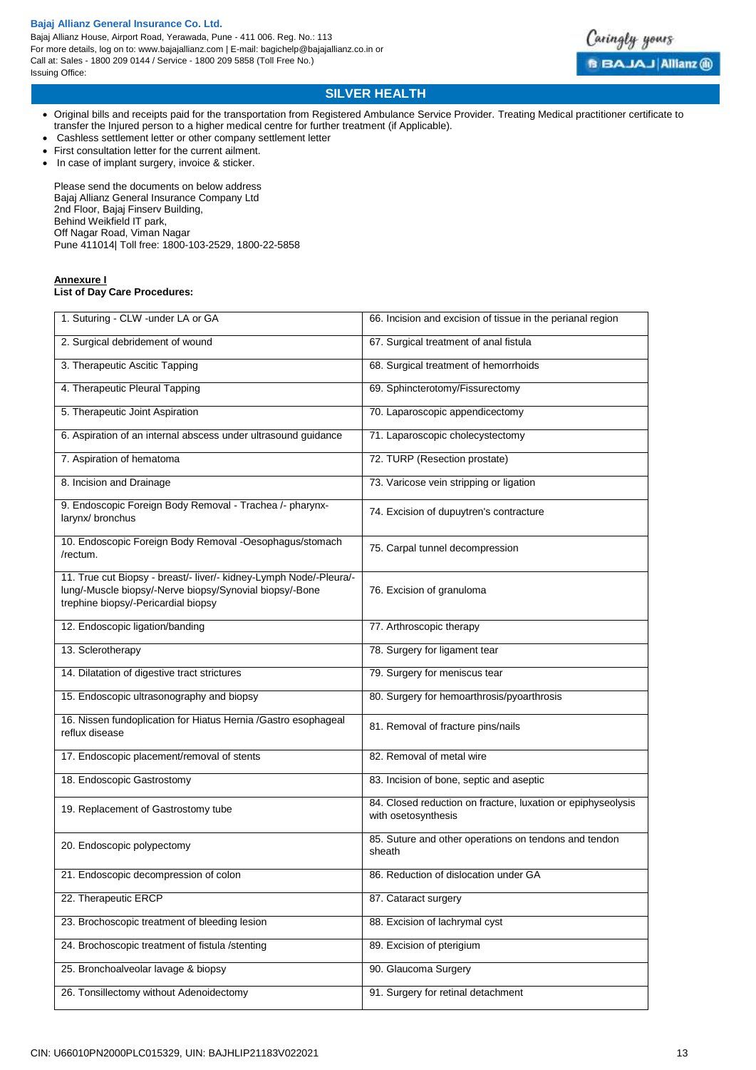- Original bills and receipts paid for the transportation from Registered Ambulance Service Provider. Treating Medical practitioner certificate to transfer the Injured person to a higher medical centre for further treatment (if Applicable).
- Cashless settlement letter or other company settlement letter
- First consultation letter for the current ailment.
- In case of implant surgery, invoice & sticker.

Please send the documents on below address
Bajaj Allianz General Insurance Company Ltd
2nd Floor, Bajaj Finserv Building,
Behind Weikfield IT park,
Off Nagar Road, Viman Nagar
Pune 411014| Toll free: 1800-103-2529, 1800-22-5858

**Annexure I**
**List of Day Care Procedures:**

| | |
|---|---|
| 1. Suturing - CLW -under LA or GA | 66. Incision and excision of tissue in the perianal region |
| 2. Surgical debridement of wound | 67. Surgical treatment of anal fistula |
| 3. Therapeutic Ascitic Tapping | 68. Surgical treatment of hemorrhoids |
| 4. Therapeutic Pleural Tapping | 69. Sphincterotomy/Fissurectomy |
| 5. Therapeutic Joint Aspiration | 70. Laparoscopic appendicectomy |
| 6. Aspiration of an internal abscess under ultrasound guidance | 71. Laparoscopic cholecystectomy |
| 7. Aspiration of hematoma | 72. TURP (Resection prostate) |
| 8. Incision and Drainage | 73. Varicose vein stripping or ligation |
| 9. Endoscopic Foreign Body Removal - Trachea /- pharynx- larynx/ bronchus | 74. Excision of dupuytren's contracture |
| 10. Endoscopic Foreign Body Removal -Oesophagus/stomach /rectum. | 75. Carpal tunnel decompression |
| 11. True cut Biopsy - breast/- liver/- kidney-Lymph Node/-Pleura/- lung/-Muscle biopsy/-Nerve biopsy/Synovial biopsy/-Bone trephine biopsy/-Pericardial biopsy | 76. Excision of granuloma |
| 12. Endoscopic ligation/banding | 77. Arthroscopic therapy |
| 13. Sclerotherapy | 78. Surgery for ligament tear |
| 14. Dilatation of digestive tract strictures | 79. Surgery for meniscus tear |
| 15. Endoscopic ultrasonography and biopsy | 80. Surgery for hemoarthrosis/pyoarthrosis |
| 16. Nissen fundoplication for Hiatus Hernia /Gastro esophageal reflux disease | 81. Removal of fracture pins/nails |
| 17. Endoscopic placement/removal of stents | 82. Removal of metal wire |
| 18. Endoscopic Gastrostomy | 83. Incision of bone, septic and aseptic |
| 19. Replacement of Gastrostomy tube | 84. Closed reduction on fracture, luxation or epiphyseolysis with osetosynthesis |
| 20. Endoscopic polypectomy | 85. Suture and other operations on tendons and tendon sheath |
| 21. Endoscopic decompression of colon | 86. Reduction of dislocation under GA |
| 22. Therapeutic ERCP | 87. Cataract surgery |
| 23. Brochoscopic treatment of bleeding lesion | 88. Excision of lachrymal cyst |
| 24. Brochoscopic treatment of fistula /stenting | 89. Excision of pterigium |
| 25. Bronchoalveolar lavage & biopsy | 90. Glaucoma Surgery |
| 26. Tonsillectomy without Adenoidectomy | 91. Surgery for retinal detachment |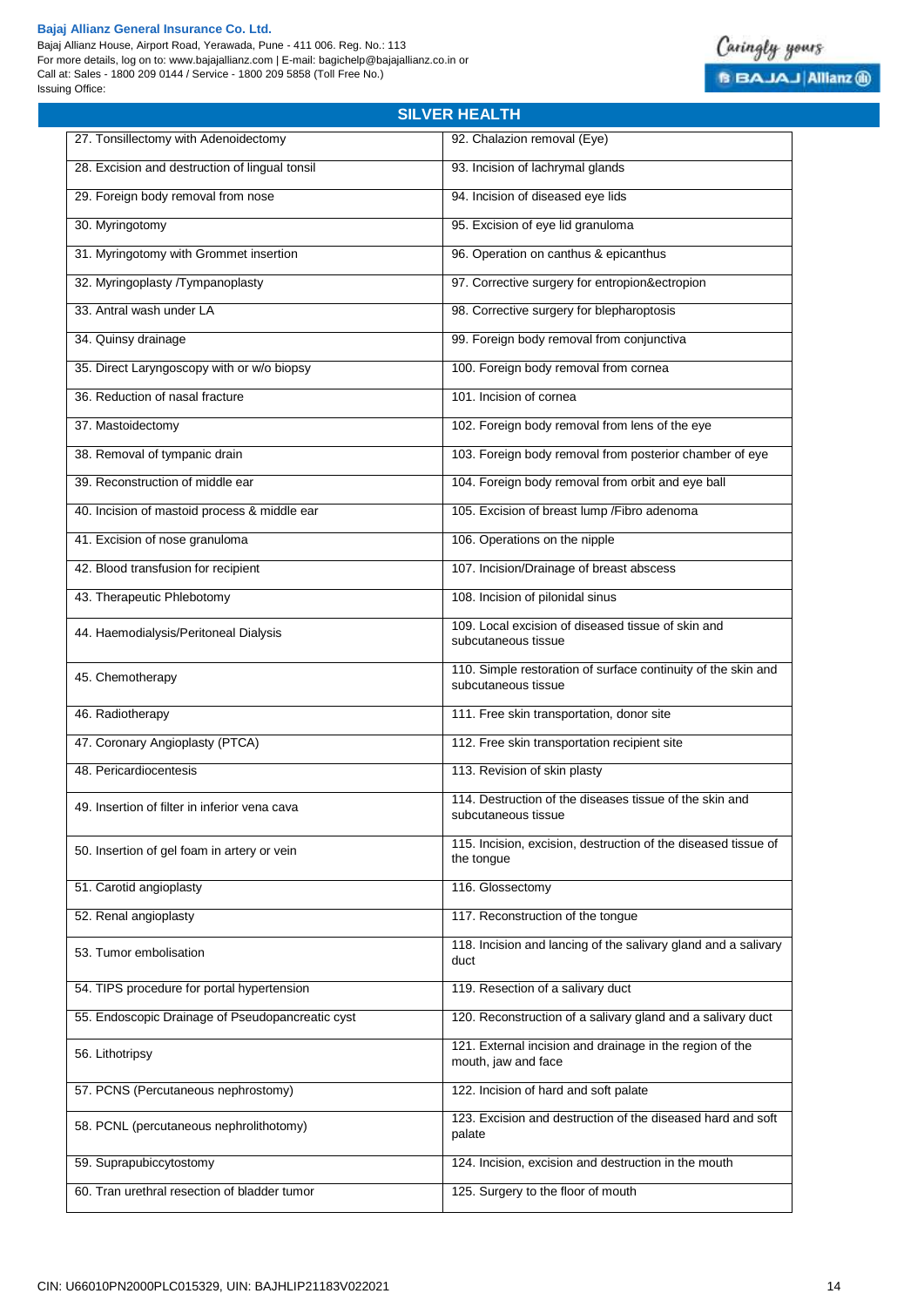## SILVER HEALTH

| | |
|---|---|
| 27. Tonsillectomy with Adenoidectomy | 92. Chalazion removal (Eye) |
| 28. Excision and destruction of lingual tonsil | 93. Incision of lachrymal glands |
| 29. Foreign body removal from nose | 94. Incision of diseased eye lids |
| 30. Myringotomy | 95. Excision of eye lid granuloma |
| 31. Myringotomy with Grommet insertion | 96. Operation on canthus & epicanthus |
| 32. Myringoplasty /Tympanoplasty | 97. Corrective surgery for entropion&ectropion |
| 33. Antral wash under LA | 98. Corrective surgery for blepharoptosis |
| 34. Quinsy drainage | 99. Foreign body removal from conjunctiva |
| 35. Direct Laryngoscopy with or w/o biopsy | 100. Foreign body removal from cornea |
| 36. Reduction of nasal fracture | 101. Incision of cornea |
| 37. Mastoidectomy | 102. Foreign body removal from lens of the eye |
| 38. Removal of tympanic drain | 103. Foreign body removal from posterior chamber of eye |
| 39. Reconstruction of middle ear | 104. Foreign body removal from orbit and eye ball |
| 40. Incision of mastoid process & middle ear | 105. Excision of breast lump /Fibro adenoma |
| 41. Excision of nose granuloma | 106. Operations on the nipple |
| 42. Blood transfusion for recipient | 107. Incision/Drainage of breast abscess |
| 43. Therapeutic Phlebotomy | 108. Incision of pilonidal sinus |
| 44. Haemodialysis/Peritoneal Dialysis | 109. Local excision of diseased tissue of skin and subcutaneous tissue |
| 45. Chemotherapy | 110. Simple restoration of surface continuity of the skin and subcutaneous tissue |
| 46. Radiotherapy | 111. Free skin transportation, donor site |
| 47. Coronary Angioplasty (PTCA) | 112. Free skin transportation recipient site |
| 48. Pericardiocentesis | 113. Revision of skin plasty |
| 49. Insertion of filter in inferior vena cava | 114. Destruction of the diseases tissue of the skin and subcutaneous tissue |
| 50. Insertion of gel foam in artery or vein | 115. Incision, excision, destruction of the diseased tissue of the tongue |
| 51. Carotid angioplasty | 116. Glossectomy |
| 52. Renal angioplasty | 117. Reconstruction of the tongue |
| 53. Tumor embolisation | 118. Incision and lancing of the salivary gland and a salivary duct |
| 54. TIPS procedure for portal hypertension | 119. Resection of a salivary duct |
| 55. Endoscopic Drainage of Pseudopancreatic cyst | 120. Reconstruction of a salivary gland and a salivary duct |
| 56. Lithotripsy | 121. External incision and drainage in the region of the mouth, jaw and face |
| 57. PCNS (Percutaneous nephrostomy) | 122. Incision of hard and soft palate |
| 58. PCNL (percutaneous nephrolithotomy) | 123. Excision and destruction of the diseased hard and soft palate |
| 59. Suprapubiccytostomy | 124. Incision, excision and destruction in the mouth |
| 60. Tran urethral resection of bladder tumor | 125. Surgery to the floor of mouth |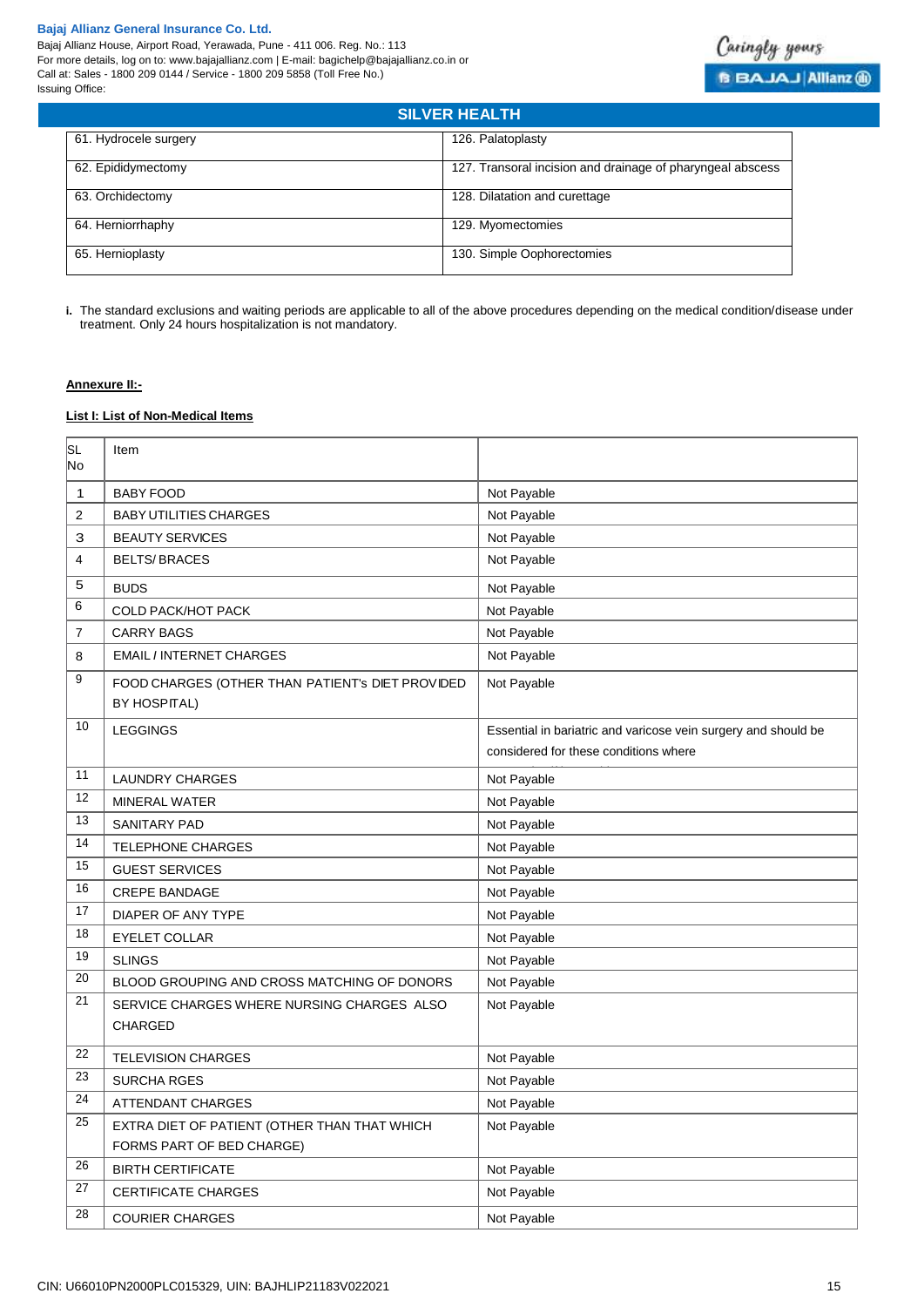| 61. Hydrocele surgery | 126. Palatoplasty |
|---|---|
| 62. Epididymectomy | 127. Transoral incision and drainage of pharyngeal abscess |
| 63. Orchidectomy | 128. Dilatation and curettage |
| 64. Herniorrhaphy | 129. Myomectomies |
| 65. Hernioplasty | 130. Simple Oophorectomies |

i. The standard exclusions and waiting periods are applicable to all of the above procedures depending on the medical condition/disease under treatment. Only 24 hours hospitalization is not mandatory.

**Annexure II:-**

**List I: List of Non-Medical Items**

| SL No | Item | |
|---|---|---|
| 1 | BABY FOOD | Not Payable |
| 2 | BABY UTILITIES CHARGES | Not Payable |
| 3 | BEAUTY SERVICES | Not Payable |
| 4 | BELTS/ BRACES | Not Payable |
| 5 | BUDS | Not Payable |
| 6 | COLD PACK/HOT PACK | Not Payable |
| 7 | CARRY BAGS | Not Payable |
| 8 | EMAIL / INTERNET CHARGES | Not Payable |
| 9 | FOOD CHARGES (OTHER THAN PATIENT's DIET PROVIDED BY HOSPITAL) | Not Payable |
| 10 | LEGGINGS | Essential in bariatric and varicose vein surgery and should be considered for these conditions where |
| 11 | LAUNDRY CHARGES | Not Payable |
| 12 | MINERAL WATER | Not Payable |
| 13 | SANITARY PAD | Not Payable |
| 14 | TELEPHONE CHARGES | Not Payable |
| 15 | GUEST SERVICES | Not Payable |
| 16 | CREPE BANDAGE | Not Payable |
| 17 | DIAPER OF ANY TYPE | Not Payable |
| 18 | EYELET COLLAR | Not Payable |
| 19 | SLINGS | Not Payable |
| 20 | BLOOD GROUPING AND CROSS MATCHING OF DONORS | Not Payable |
| 21 | SERVICE CHARGES WHERE NURSING CHARGES ALSO CHARGED | Not Payable |
| 22 | TELEVISION CHARGES | Not Payable |
| 23 | SURCHA RGES | Not Payable |
| 24 | ATTENDANT CHARGES | Not Payable |
| 25 | EXTRA DIET OF PATIENT (OTHER THAN THAT WHICH FORMS PART OF BED CHARGE) | Not Payable |
| 26 | BIRTH CERTIFICATE | Not Payable |
| 27 | CERTIFICATE CHARGES | Not Payable |
| 28 | COURIER CHARGES | Not Payable |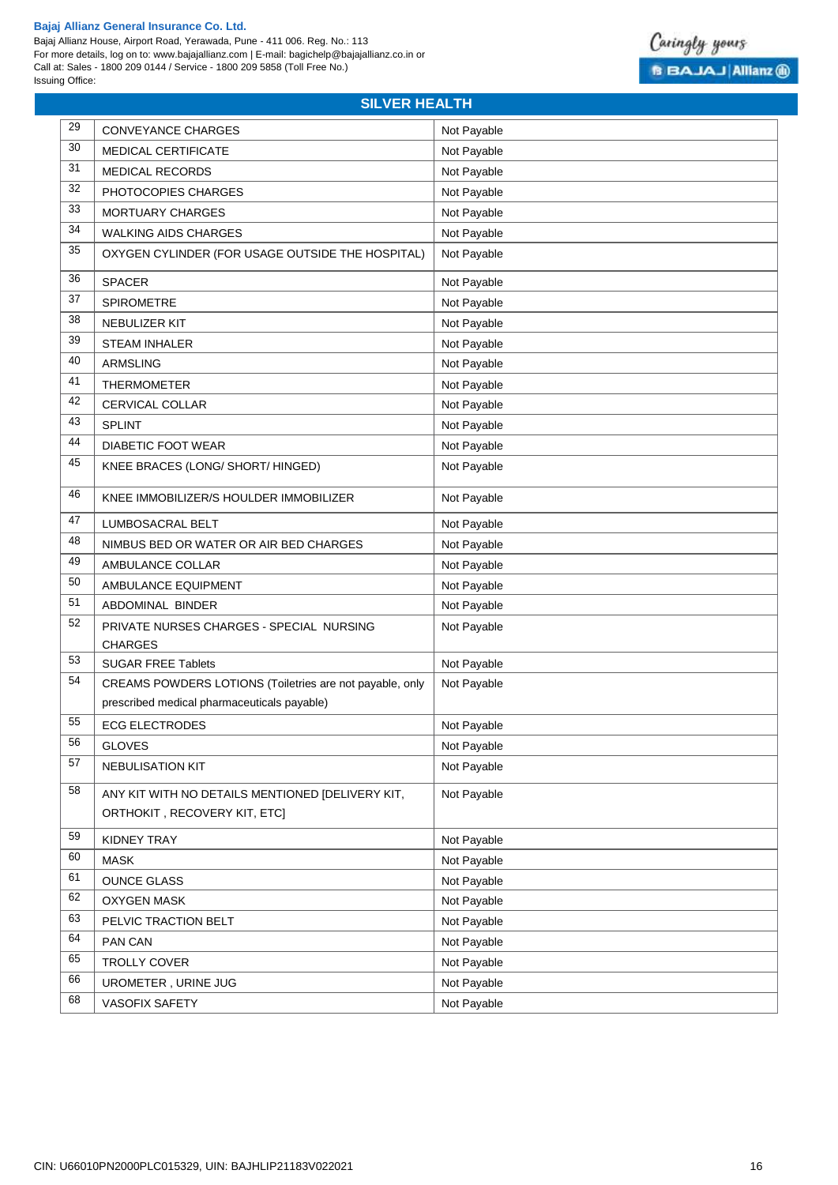## SILVER HEALTH

| | | |
|---|---|---|
| 29 | CONVEYANCE CHARGES | Not Payable |
| 30 | MEDICAL CERTIFICATE | Not Payable |
| 31 | MEDICAL RECORDS | Not Payable |
| 32 | PHOTOCOPIES CHARGES | Not Payable |
| 33 | MORTUARY CHARGES | Not Payable |
| 34 | WALKING AIDS CHARGES | Not Payable |
| 35 | OXYGEN CYLINDER (FOR USAGE OUTSIDE THE HOSPITAL) | Not Payable |
| 36 | SPACER | Not Payable |
| 37 | SPIROMETRE | Not Payable |
| 38 | NEBULIZER KIT | Not Payable |
| 39 | STEAM INHALER | Not Payable |
| 40 | ARMSLING | Not Payable |
| 41 | THERMOMETER | Not Payable |
| 42 | CERVICAL COLLAR | Not Payable |
| 43 | SPLINT | Not Payable |
| 44 | DIABETIC FOOT WEAR | Not Payable |
| 45 | KNEE BRACES (LONG/ SHORT/ HINGED) | Not Payable |
| 46 | KNEE IMMOBILIZER/S HOULDER IMMOBILIZER | Not Payable |
| 47 | LUMBOSACRAL BELT | Not Payable |
| 48 | NIMBUS BED OR WATER OR AIR BED CHARGES | Not Payable |
| 49 | AMBULANCE COLLAR | Not Payable |
| 50 | AMBULANCE EQUIPMENT | Not Payable |
| 51 | ABDOMINAL BINDER | Not Payable |
| 52 | PRIVATE NURSES CHARGES - SPECIAL NURSING CHARGES | Not Payable |
| 53 | SUGAR FREE Tablets | Not Payable |
| 54 | CREAMS POWDERS LOTIONS (Toiletries are not payable, only prescribed medical pharmaceuticals payable) | Not Payable |
| 55 | ECG ELECTRODES | Not Payable |
| 56 | GLOVES | Not Payable |
| 57 | NEBULISATION KIT | Not Payable |
| 58 | ANY KIT WITH NO DETAILS MENTIONED [DELIVERY KIT, ORTHOKIT , RECOVERY KIT, ETC] | Not Payable |
| 59 | KIDNEY TRAY | Not Payable |
| 60 | MASK | Not Payable |
| 61 | OUNCE GLASS | Not Payable |
| 62 | OXYGEN MASK | Not Payable |
| 63 | PELVIC TRACTION BELT | Not Payable |
| 64 | PAN CAN | Not Payable |
| 65 | TROLLY COVER | Not Payable |
| 66 | UROMETER , URINE JUG | Not Payable |
| 68 | VASOFIX SAFETY | Not Payable |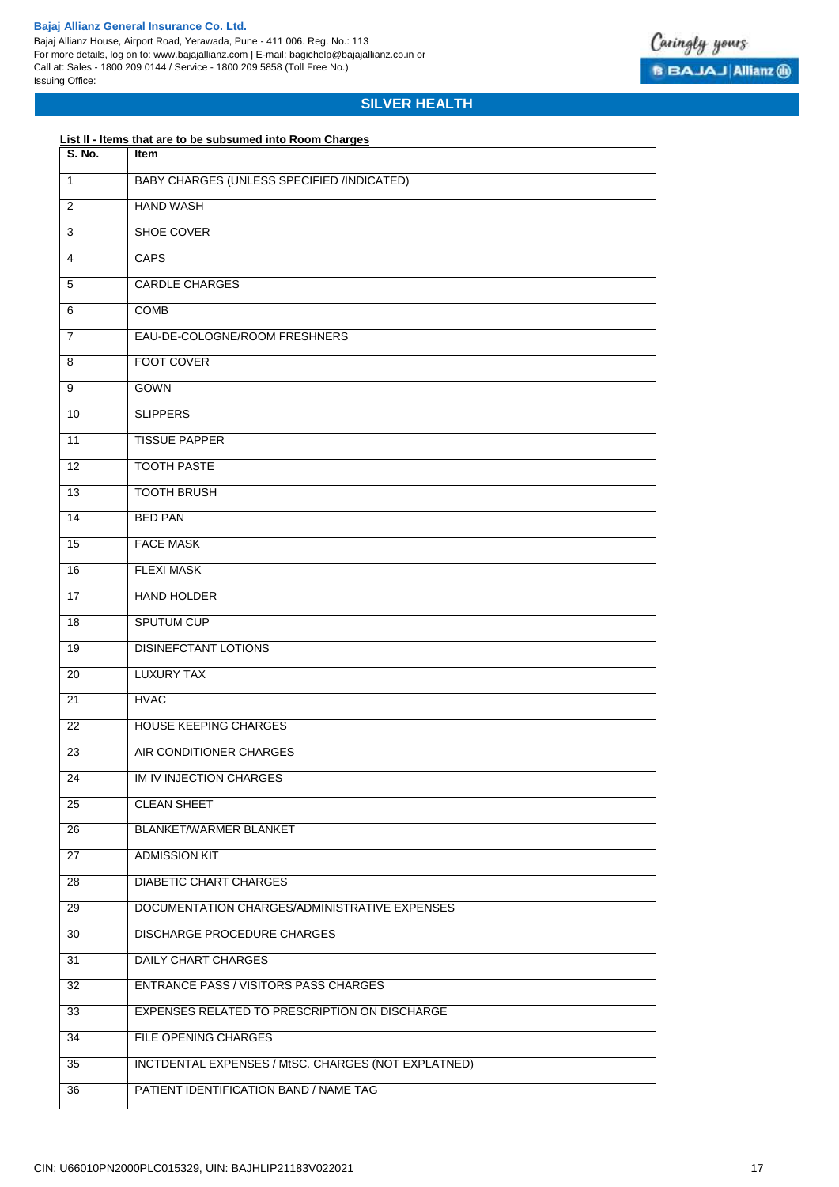## SILVER HEALTH

**List II - Items that are to be subsumed into Room Charges**

| S. No. | Item |
|---|---|
| 1 | BABY CHARGES (UNLESS SPECIFIED /INDICATED) |
| 2 | HAND WASH |
| 3 | SHOE COVER |
| 4 | CAPS |
| 5 | CARDLE CHARGES |
| 6 | COMB |
| 7 | EAU-DE-COLOGNE/ROOM FRESHNERS |
| 8 | FOOT COVER |
| 9 | GOWN |
| 10 | SLIPPERS |
| 11 | TISSUE PAPPER |
| 12 | TOOTH PASTE |
| 13 | TOOTH BRUSH |
| 14 | BED PAN |
| 15 | FACE MASK |
| 16 | FLEXI MASK |
| 17 | HAND HOLDER |
| 18 | SPUTUM CUP |
| 19 | DISINEFCTANT LOTIONS |
| 20 | LUXURY TAX |
| 21 | HVAC |
| 22 | HOUSE KEEPING CHARGES |
| 23 | AIR CONDITIONER CHARGES |
| 24 | IM IV INJECTION CHARGES |
| 25 | CLEAN SHEET |
| 26 | BLANKET/WARMER BLANKET |
| 27 | ADMISSION KIT |
| 28 | DIABETIC CHART CHARGES |
| 29 | DOCUMENTATION CHARGES/ADMINISTRATIVE EXPENSES |
| 30 | DISCHARGE PROCEDURE CHARGES |
| 31 | DAILY CHART CHARGES |
| 32 | ENTRANCE PASS / VISITORS PASS CHARGES |
| 33 | EXPENSES RELATED TO PRESCRIPTION ON DISCHARGE |
| 34 | FILE OPENING CHARGES |
| 35 | INCTDENTAL EXPENSES / MtSC. CHARGES (NOT EXPLATNED) |
| 36 | PATIENT IDENTIFICATION BAND / NAME TAG |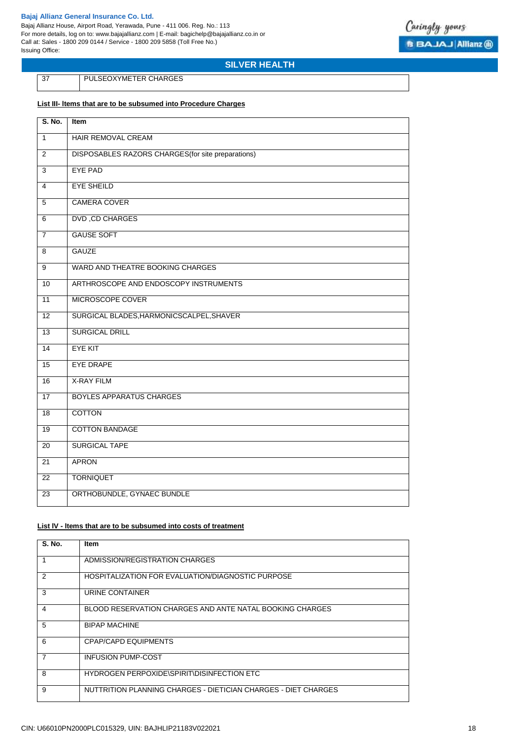| 37 | PULSEOXYMETER CHARGES |
|---|---|

**List III- Items that are to be subsumed into Procedure Charges**

| S. No. | Item |
|---|---|
| 1 | HAIR REMOVAL CREAM |
| 2 | DISPOSABLES RAZORS CHARGES(for site preparations) |
| 3 | EYE PAD |
| 4 | EYE SHEILD |
| 5 | CAMERA COVER |
| 6 | DVD ,CD CHARGES |
| 7 | GAUSE SOFT |
| 8 | GAUZE |
| 9 | WARD AND THEATRE BOOKING CHARGES |
| 10 | ARTHROSCOPE AND ENDOSCOPY INSTRUMENTS |
| 11 | MICROSCOPE COVER |
| 12 | SURGICAL BLADES,HARMONICSCALPEL,SHAVER |
| 13 | SURGICAL DRILL |
| 14 | EYE KIT |
| 15 | EYE DRAPE |
| 16 | X-RAY FILM |
| 17 | BOYLES APPARATUS CHARGES |
| 18 | COTTON |
| 19 | COTTON BANDAGE |
| 20 | SURGICAL TAPE |
| 21 | APRON |
| 22 | TORNIQUET |
| 23 | ORTHOBUNDLE, GYNAEC BUNDLE |

**List IV - Items that are to be subsumed into costs of treatment**

| S. No. | Item |
|---|---|
| 1 | ADMISSION/REGISTRATION CHARGES |
| 2 | HOSPITALIZATION FOR EVALUATION/DIAGNOSTIC PURPOSE |
| 3 | URINE CONTAINER |
| 4 | BLOOD RESERVATION CHARGES AND ANTE NATAL BOOKING CHARGES |
| 5 | BIPAP MACHINE |
| 6 | CPAP/CAPD EQUIPMENTS |
| 7 | INFUSION PUMP-COST |
| 8 | HYDROGEN PERPOXIDE\SPIRIT\DISINFECTION ETC |
| 9 | NUTTRITION PLANNING CHARGES - DIETICIAN CHARGES - DIET CHARGES |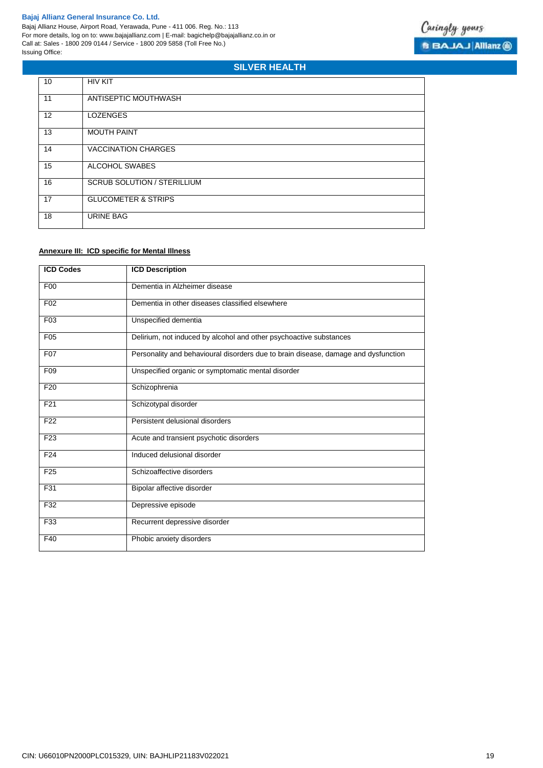| 10 | HIV KIT |
|---|---|
| 11 | ANTISEPTIC MOUTHWASH |
| 12 | LOZENGES |
| 13 | MOUTH PAINT |
| 14 | VACCINATION CHARGES |
| 15 | ALCOHOL SWABES |
| 16 | SCRUB SOLUTION / STERILLIUM |
| 17 | GLUCOMETER & STRIPS |
| 18 | URINE BAG |

**Annexure III: ICD specific for Mental Illness**

| ICD Codes | ICD Description |
|---|---|
| F00 | Dementia in Alzheimer disease |
| F02 | Dementia in other diseases classified elsewhere |
| F03 | Unspecified dementia |
| F05 | Delirium, not induced by alcohol and other psychoactive substances |
| F07 | Personality and behavioural disorders due to brain disease, damage and dysfunction |
| F09 | Unspecified organic or symptomatic mental disorder |
| F20 | Schizophrenia |
| F21 | Schizotypal disorder |
| F22 | Persistent delusional disorders |
| F23 | Acute and transient psychotic disorders |
| F24 | Induced delusional disorder |
| F25 | Schizoaffective disorders |
| F31 | Bipolar affective disorder |
| F32 | Depressive episode |
| F33 | Recurrent depressive disorder |
| F40 | Phobic anxiety disorders |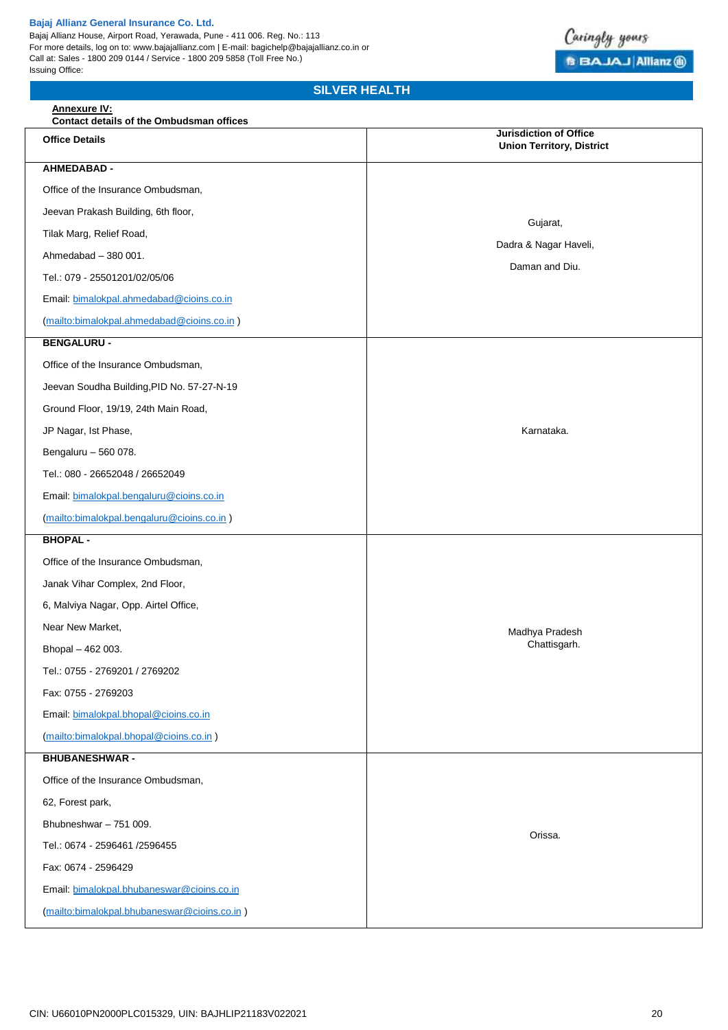**Annexure IV:**

**Contact details of the Ombudsman offices**

| Office Details | Jurisdiction of Office Union Territory, District |
|---|---|
| **AHMEDABAD -**<br>Office of the Insurance Ombudsman,<br>Jeevan Prakash Building, 6th floor,<br>Tilak Marg, Relief Road,<br>Ahmedabad – 380 001.<br>Tel.: 079 - 25501201/02/05/06<br>Email: bimalokpal.ahmedabad@cioins.co.in<br>(mailto:bimalokpal.ahmedabad@cioins.co.in ) | Gujarat,<br>Dadra & Nagar Haveli,<br>Daman and Diu. |
| **BENGALURU -**<br>Office of the Insurance Ombudsman,<br>Jeevan Soudha Building,PID No. 57-27-N-19<br>Ground Floor, 19/19, 24th Main Road,<br>JP Nagar, Ist Phase,<br>Bengaluru – 560 078.<br>Tel.: 080 - 26652048 / 26652049<br>Email: bimalokpal.bengaluru@cioins.co.in<br>(mailto:bimalokpal.bengaluru@cioins.co.in ) | Karnataka. |
| **BHOPAL -**<br>Office of the Insurance Ombudsman,<br>Janak Vihar Complex, 2nd Floor,<br>6, Malviya Nagar, Opp. Airtel Office,<br>Near New Market,<br>Bhopal – 462 003.<br>Tel.: 0755 - 2769201 / 2769202<br>Fax: 0755 - 2769203<br>Email: bimalokpal.bhopal@cioins.co.in<br>(mailto:bimalokpal.bhopal@cioins.co.in ) | Madhya Pradesh<br>Chattisgarh. |
| **BHUBANESHWAR -**<br>Office of the Insurance Ombudsman,<br>62, Forest park,<br>Bhubneshwar – 751 009.<br>Tel.: 0674 - 2596461 /2596455<br>Fax: 0674 - 2596429<br>Email: bimalokpal.bhubaneswar@cioins.co.in<br>(mailto:bimalokpal.bhubaneswar@cioins.co.in ) | Orissa. |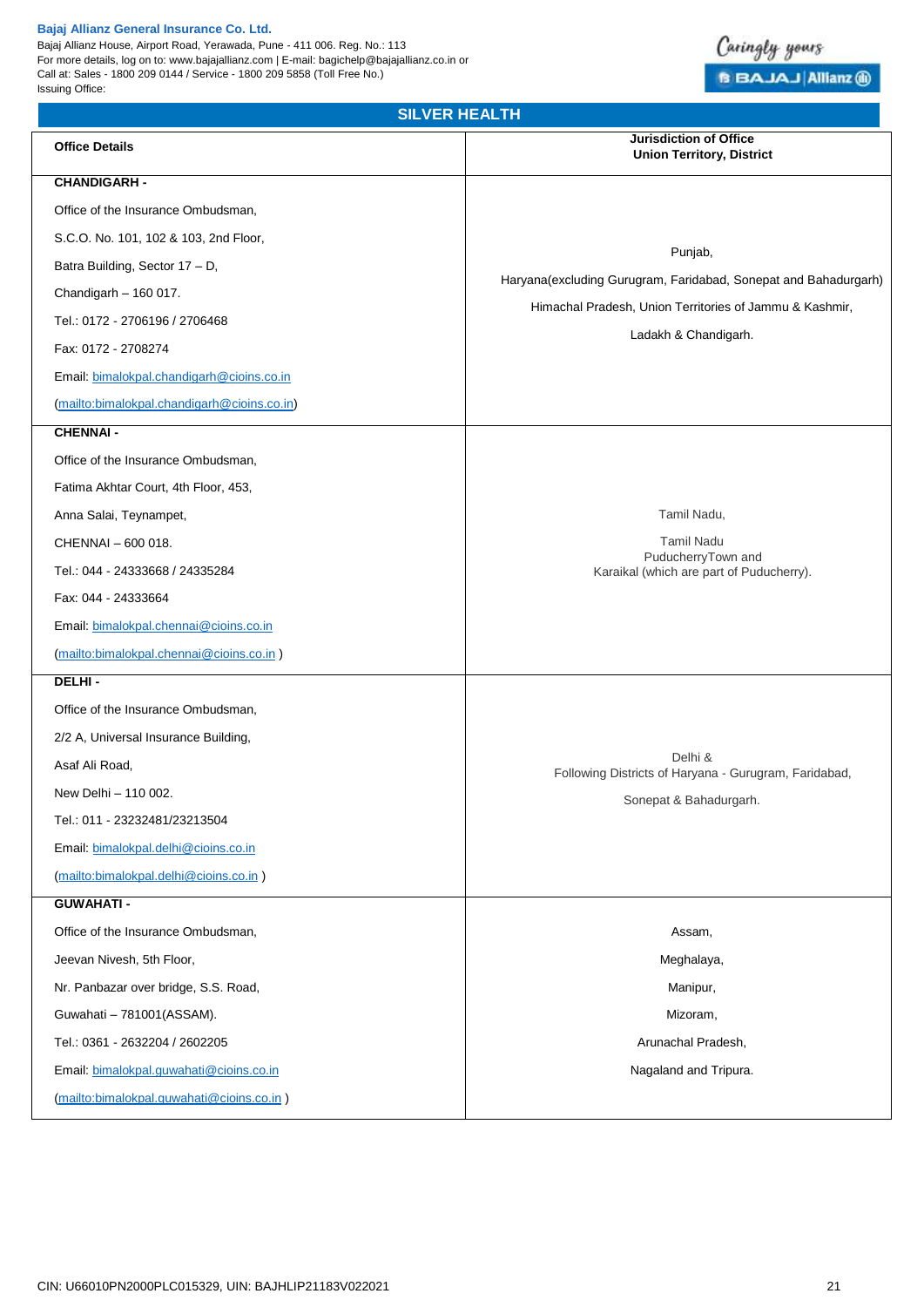## SILVER HEALTH

| Office Details | Jurisdiction of Office Union Territory, District |
|---|---|
| **CHANDIGARH -**<br>Office of the Insurance Ombudsman,<br>S.C.O. No. 101, 102 & 103, 2nd Floor,<br>Batra Building, Sector 17 – D,<br>Chandigarh – 160 017.<br>Tel.: 0172 - 2706196 / 2706468<br>Fax: 0172 - 2708274<br>Email: bimalokpal.chandigarh@cioins.co.in<br>(mailto:bimalokpal.chandigarh@cioins.co.in) | Punjab,<br>Haryana(excluding Gurugram, Faridabad, Sonepat and Bahadurgarh)<br>Himachal Pradesh, Union Territories of Jammu & Kashmir,<br>Ladakh & Chandigarh. |
| **CHENNAI -**<br>Office of the Insurance Ombudsman,<br>Fatima Akhtar Court, 4th Floor, 453,<br>Anna Salai, Teynampet,<br>CHENNAI – 600 018.<br>Tel.: 044 - 24333668 / 24335284<br>Fax: 044 - 24333664<br>Email: bimalokpal.chennai@cioins.co.in<br>(mailto:bimalokpal.chennai@cioins.co.in ) | Tamil Nadu,<br>Tamil Nadu<br>PuducherryTown and<br>Karaikal (which are part of Puducherry). |
| **DELHI -**<br>Office of the Insurance Ombudsman,<br>2/2 A, Universal Insurance Building,<br>Asaf Ali Road,<br>New Delhi – 110 002.<br>Tel.: 011 - 23232481/23213504<br>Email: bimalokpal.delhi@cioins.co.in<br>(mailto:bimalokpal.delhi@cioins.co.in ) | Delhi &<br>Following Districts of Haryana - Gurugram, Faridabad,<br>Sonepat & Bahadurgarh. |
| **GUWAHATI -**<br>Office of the Insurance Ombudsman,<br>Jeevan Nivesh, 5th Floor,<br>Nr. Panbazar over bridge, S.S. Road,<br>Guwahati – 781001(ASSAM).<br>Tel.: 0361 - 2632204 / 2602205<br>Email: bimalokpal.guwahati@cioins.co.in<br>(mailto:bimalokpal.guwahati@cioins.co.in ) | Assam,<br>Meghalaya,<br>Manipur,<br>Mizoram,<br>Arunachal Pradesh,<br>Nagaland and Tripura. |

CIN: U66010PN2000PLC015329, UIN: BAJHLIP21183V022021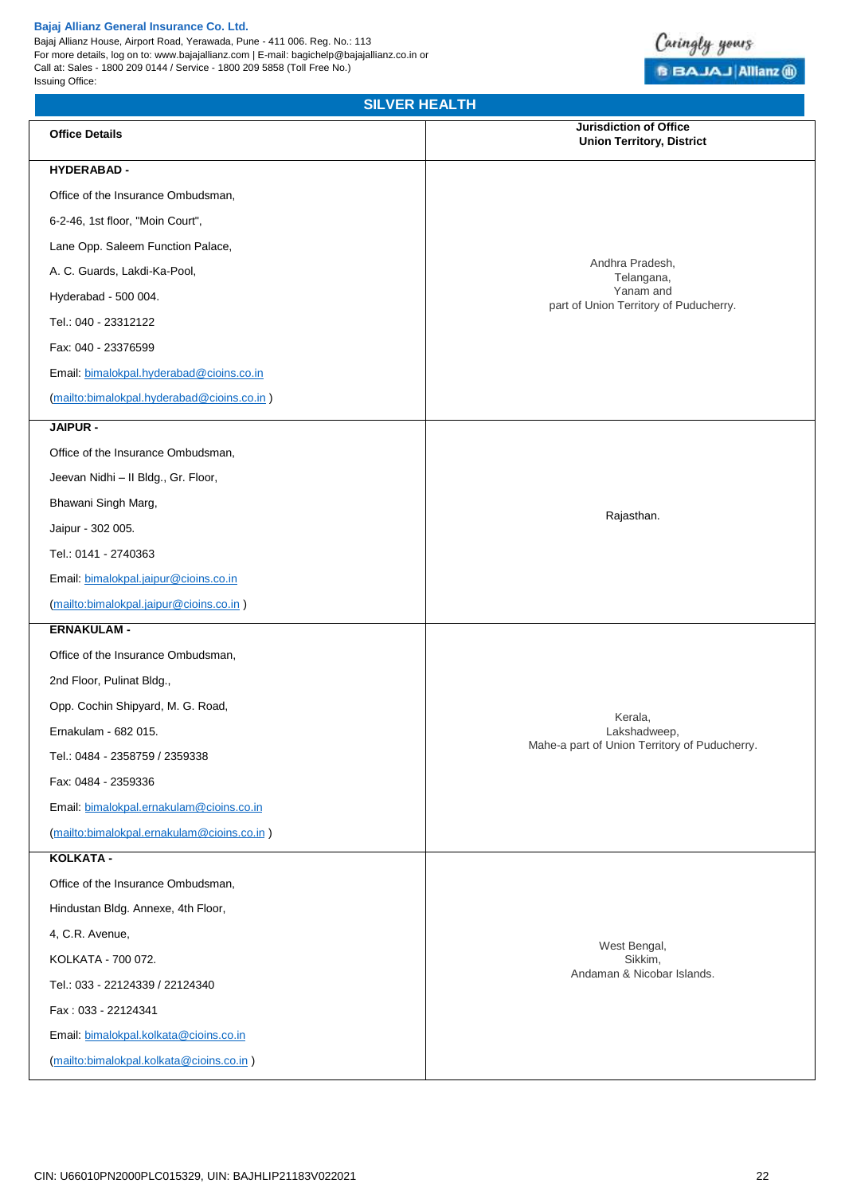## SILVER HEALTH

| Office Details | Jurisdiction of Office Union Territory, District |
|---|---|
| **HYDERABAD -**<br>Office of the Insurance Ombudsman,<br>6-2-46, 1st floor, "Moin Court",<br>Lane Opp. Saleem Function Palace,<br>A. C. Guards, Lakdi-Ka-Pool,<br>Hyderabad - 500 004.<br>Tel.: 040 - 23312122<br>Fax: 040 - 23376599<br>Email: bimalokpal.hyderabad@cioins.co.in<br>(mailto:bimalokpal.hyderabad@cioins.co.in ) | Andhra Pradesh,<br>Telangana,<br>Yanam and<br>part of Union Territory of Puducherry. |
| **JAIPUR -**<br>Office of the Insurance Ombudsman,<br>Jeevan Nidhi – II Bldg., Gr. Floor,<br>Bhawani Singh Marg,<br>Jaipur - 302 005.<br>Tel.: 0141 - 2740363<br>Email: bimalokpal.jaipur@cioins.co.in<br>(mailto:bimalokpal.jaipur@cioins.co.in ) | Rajasthan. |
| **ERNAKULAM -**<br>Office of the Insurance Ombudsman,<br>2nd Floor, Pulinat Bldg.,<br>Opp. Cochin Shipyard, M. G. Road,<br>Ernakulam - 682 015.<br>Tel.: 0484 - 2358759 / 2359338<br>Fax: 0484 - 2359336<br>Email: bimalokpal.ernakulam@cioins.co.in<br>(mailto:bimalokpal.ernakulam@cioins.co.in ) | Kerala,<br>Lakshadweep,<br>Mahe-a part of Union Territory of Puducherry. |
| **KOLKATA -**<br>Office of the Insurance Ombudsman,<br>Hindustan Bldg. Annexe, 4th Floor,<br>4, C.R. Avenue,<br>KOLKATA - 700 072.<br>Tel.: 033 - 22124339 / 22124340<br>Fax : 033 - 22124341<br>Email: bimalokpal.kolkata@cioins.co.in<br>(mailto:bimalokpal.kolkata@cioins.co.in ) | West Bengal,<br>Sikkim,<br>Andaman & Nicobar Islands. |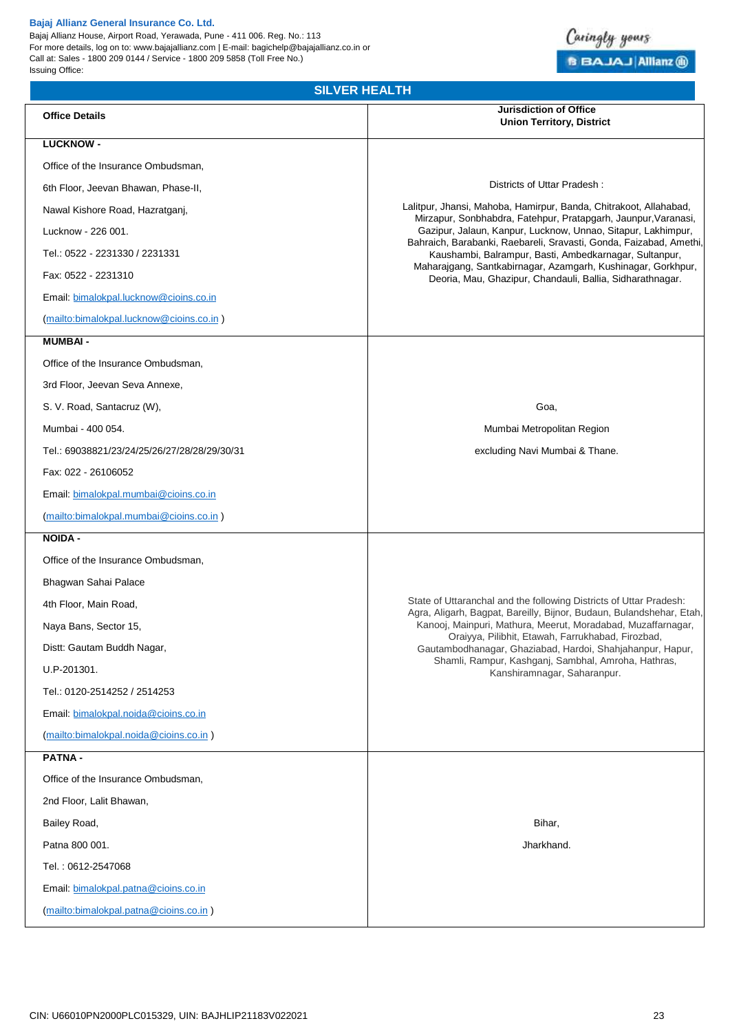## SILVER HEALTH

| Office Details | Jurisdiction of Office Union Territory, District |
|---|---|
| **LUCKNOW -** Office of the Insurance Ombudsman, 6th Floor, Jeevan Bhawan, Phase-II, Nawal Kishore Road, Hazratganj, Lucknow - 226 001. Tel.: 0522 - 2231330 / 2231331 Fax: 0522 - 2231310 Email: bimalokpal.lucknow@cioins.co.in (mailto:bimalokpal.lucknow@cioins.co.in ) | Districts of Uttar Pradesh : Lalitpur, Jhansi, Mahoba, Hamirpur, Banda, Chitrakoot, Allahabad, Mirzapur, Sonbhabdra, Fatehpur, Pratapgarh, Jaunpur,Varanasi, Gazipur, Jalaun, Kanpur, Lucknow, Unnao, Sitapur, Lakhimpur, Bahraich, Barabanki, Raebareli, Sravasti, Gonda, Faizabad, Amethi, Kaushambi, Balrampur, Basti, Ambedkarnagar, Sultanpur, Maharajgang, Santkabirnagar, Azamgarh, Kushinagar, Gorkhpur, Deoria, Mau, Ghazipur, Chandauli, Ballia, Sidharathnagar. |
| **MUMBAI -** Office of the Insurance Ombudsman, 3rd Floor, Jeevan Seva Annexe, S. V. Road, Santacruz (W), Mumbai - 400 054. Tel.: 69038821/23/24/25/26/27/28/28/29/30/31 Fax: 022 - 26106052 Email: bimalokpal.mumbai@cioins.co.in (mailto:bimalokpal.mumbai@cioins.co.in ) | Goa, Mumbai Metropolitan Region excluding Navi Mumbai & Thane. |
| **NOIDA -** Office of the Insurance Ombudsman, Bhagwan Sahai Palace 4th Floor, Main Road, Naya Bans, Sector 15, Distt: Gautam Buddh Nagar, U.P-201301. Tel.: 0120-2514252 / 2514253 Email: bimalokpal.noida@cioins.co.in (mailto:bimalokpal.noida@cioins.co.in ) | State of Uttaranchal and the following Districts of Uttar Pradesh: Agra, Aligarh, Bagpat, Bareilly, Bijnor, Budaun, Bulandshehar, Etah, Kanooj, Mainpuri, Mathura, Meerut, Moradabad, Muzaffarnagar, Oraiyya, Pilibhit, Etawah, Farrukhabad, Firozbad, Gautambodhanagar, Ghaziabad, Hardoi, Shahjahanpur, Hapur, Shamli, Rampur, Kashganj, Sambhal, Amroha, Hathras, Kanshiramnagar, Saharanpur. |
| **PATNA -** Office of the Insurance Ombudsman, 2nd Floor, Lalit Bhawan, Bailey Road, Patna 800 001. Tel. : 0612-2547068 Email: bimalokpal.patna@cioins.co.in (mailto:bimalokpal.patna@cioins.co.in ) | Bihar, Jharkhand. |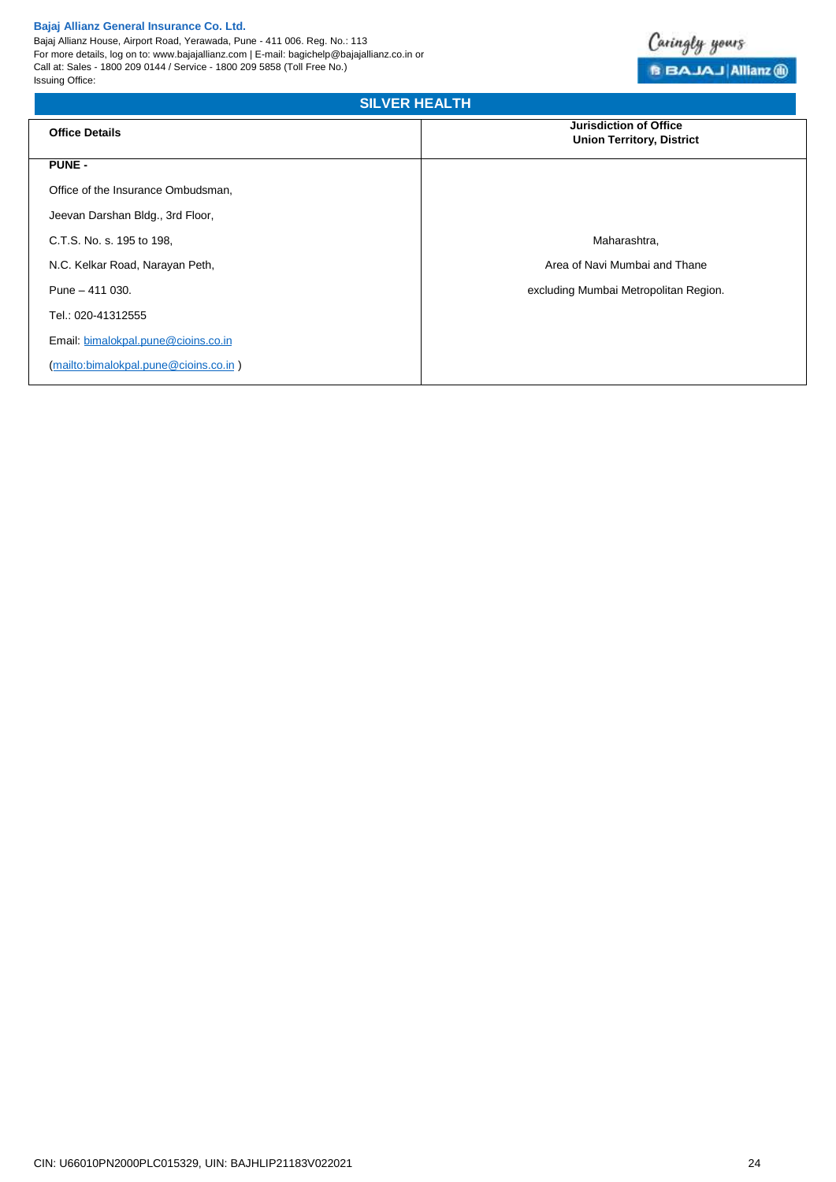## SILVER HEALTH

| Office Details | Jurisdiction of Office Union Territory, District |
|---|---|
| **PUNE -**<br>Office of the Insurance Ombudsman,<br>Jeevan Darshan Bldg., 3rd Floor,<br>C.T.S. No. s. 195 to 198,<br>N.C. Kelkar Road, Narayan Peth,<br>Pune – 411 030.<br>Tel.: 020-41312555<br>Email: bimalokpal.pune@cioins.co.in<br>(mailto:bimalokpal.pune@cioins.co.in ) | Maharashtra,<br>Area of Navi Mumbai and Thane<br>excluding Mumbai Metropolitan Region. |